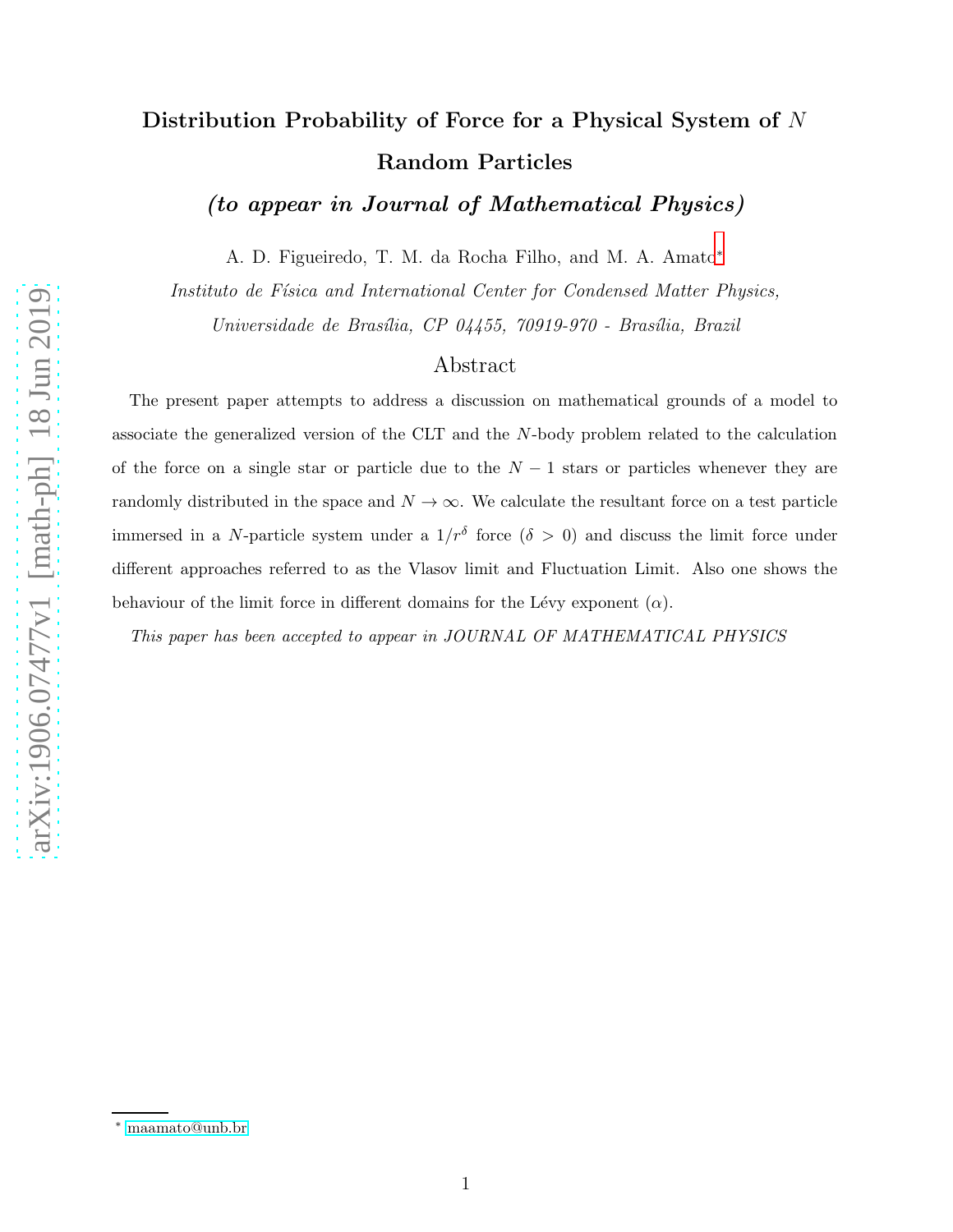# Distribution Probability of Force for a Physical System of $N$ Random Particles

***(to appear in Journal of Mathematical Physics)***

A. D. Figueiredo, T. M. da Rocha Filho, and M. A. Amato[*]

*Instituto de Física and International Center for Condensed Matter Physics,*
*Universidade de Brasília, CP 04455, 70919-970 - Brasília, Brazil*

## Abstract

The present paper attempts to address a discussion on mathematical grounds of a model to associate the generalized version of the CLT and the $N$-body problem related to the calculation of the force on a single star or particle due to the $N-1$ stars or particles whenever they are randomly distributed in the space and $N \to \infty$. We calculate the resultant force on a test particle immersed in a $N$-particle system under a $1/r^\delta$ force ($\delta > 0$) and discuss the limit force under different approaches referred to as the Vlasov limit and Fluctuation Limit. Also one shows the behaviour of the limit force in different domains for the Lévy exponent ($\alpha$).

*This paper has been accepted to appear in JOURNAL OF MATHEMATICAL PHYSICS*

[*] maamato@unb.br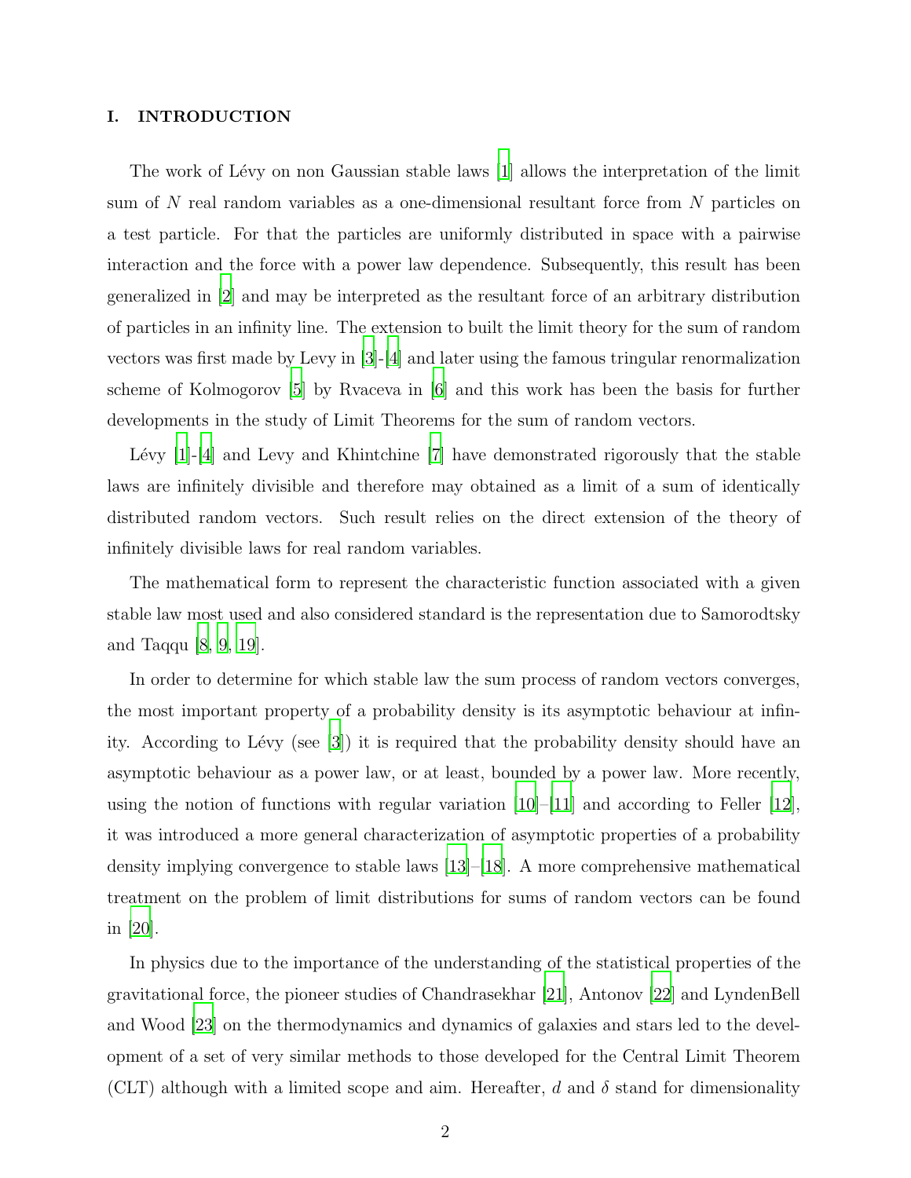## I. INTRODUCTION

The work of Lévy on non Gaussian stable laws [1] allows the interpretation of the limit sum of $N$ real random variables as a one-dimensional resultant force from $N$ particles on a test particle. For that the particles are uniformly distributed in space with a pairwise interaction and the force with a power law dependence. Subsequently, this result has been generalized in [2] and may be interpreted as the resultant force of an arbitrary distribution of particles in an infinity line. The extension to built the limit theory for the sum of random vectors was first made by Levy in [3]-[4] and later using the famous tringular renormalization scheme of Kolmogorov [5] by Rvaceva in [6] and this work has been the basis for further developments in the study of Limit Theorems for the sum of random vectors.

Lévy [1]-[4] and Levy and Khintchine [7] have demonstrated rigorously that the stable laws are infinitely divisible and therefore may obtained as a limit of a sum of identically distributed random vectors. Such result relies on the direct extension of the theory of infinitely divisible laws for real random variables.

The mathematical form to represent the characteristic function associated with a given stable law most used and also considered standard is the representation due to Samorodtsky and Taqqu [8, 9, 19].

In order to determine for which stable law the sum process of random vectors converges, the most important property of a probability density is its asymptotic behaviour at infinity. According to Lévy (see [3]) it is required that the probability density should have an asymptotic behaviour as a power law, or at least, bounded by a power law. More recently, using the notion of functions with regular variation [10]–[11] and according to Feller [12], it was introduced a more general characterization of asymptotic properties of a probability density implying convergence to stable laws [13]–[18]. A more comprehensive mathematical treatment on the problem of limit distributions for sums of random vectors can be found in [20].

In physics due to the importance of the understanding of the statistical properties of the gravitational force, the pioneer studies of Chandrasekhar [21], Antonov [22] and LyndenBell and Wood [23] on the thermodynamics and dynamics of galaxies and stars led to the development of a set of very similar methods to those developed for the Central Limit Theorem (CLT) although with a limited scope and aim. Hereafter, $d$ and $\delta$ stand for dimensionality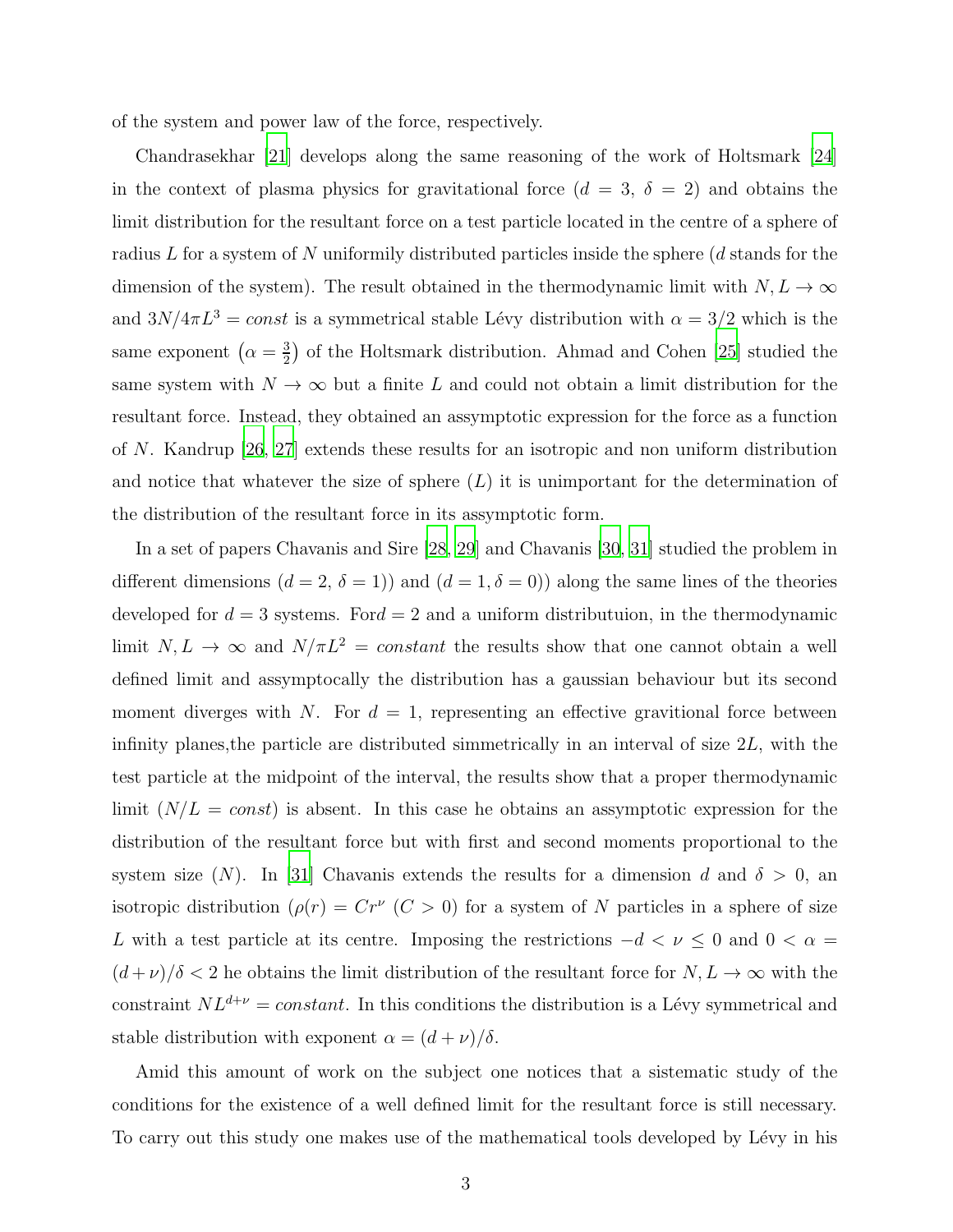of the system and power law of the force, respectively.

Chandrasekhar [21] develops along the same reasoning of the work of Holtsmark [24] in the context of plasma physics for gravitational force ($d = 3$, $\delta = 2$) and obtains the limit distribution for the resultant force on a test particle located in the centre of a sphere of radius $L$ for a system of $N$ uniformily distributed particles inside the sphere ($d$ stands for the dimension of the system). The result obtained in the thermodynamic limit with $N, L \to \infty$ and $3N/4\pi L^3 = const$ is a symmetrical stable Lévy distribution with $\alpha = 3/2$ which is the same exponent $\left(\alpha = \frac{3}{2}\right)$ of the Holtsmark distribution. Ahmad and Cohen [25] studied the same system with $N \to \infty$ but a finite $L$ and could not obtain a limit distribution for the resultant force. Instead, they obtained an assymptotic expression for the force as a function of $N$. Kandrup [26, 27] extends these results for an isotropic and non uniform distribution and notice that whatever the size of sphere ($L$) it is unimportant for the determination of the distribution of the resultant force in its assymptotic form.

In a set of papers Chavanis and Sire [28, 29] and Chavanis [30, 31] studied the problem in different dimensions ($d = 2$, $\delta = 1$)) and ($d = 1, \delta = 0$)) along the same lines of the theories developed for $d = 3$ systems. For$d = 2$ and a uniform distributuion, in the thermodynamic limit $N, L \to \infty$ and $N/\pi L^2 = constant$ the results show that one cannot obtain a well defined limit and assymptocally the distribution has a gaussian behaviour but its second moment diverges with $N$. For $d = 1$, representing an effective gravitional force between infinity planes,the particle are distributed simmetrically in an interval of size $2L$, with the test particle at the midpoint of the interval, the results show that a proper thermodynamic limit ($N/L = const$) is absent. In this case he obtains an assymptotic expression for the distribution of the resultant force but with first and second moments proportional to the system size ($N$). In [31] Chavanis extends the results for a dimension $d$ and $\delta > 0$, an isotropic distribution ($\rho(r) = Cr^{\nu}$ ($C > 0$) for a system of $N$ particles in a sphere of size $L$ with a test particle at its centre. Imposing the restrictions $-d < \nu \leq 0$ and $0 < \alpha = (d + \nu)/\delta < 2$ he obtains the limit distribution of the resultant force for $N, L \to \infty$ with the constraint $NL^{d+\nu} = constant$. In this conditions the distribution is a Lévy symmetrical and stable distribution with exponent $\alpha = (d + \nu)/\delta$.

Amid this amount of work on the subject one notices that a sistematic study of the conditions for the existence of a well defined limit for the resultant force is still necessary. To carry out this study one makes use of the mathematical tools developed by Lévy in his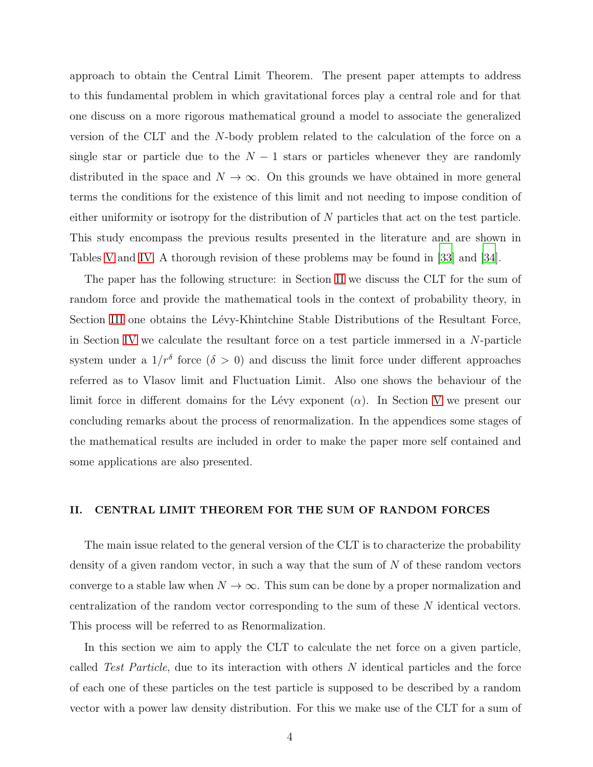approach to obtain the Central Limit Theorem. The present paper attempts to address to this fundamental problem in which gravitational forces play a central role and for that one discuss on a more rigorous mathematical ground a model to associate the generalized version of the CLT and the $N$-body problem related to the calculation of the force on a single star or particle due to the $N-1$ stars or particles whenever they are randomly distributed in the space and $N \to \infty$. On this grounds we have obtained in more general terms the conditions for the existence of this limit and not needing to impose condition of either uniformity or isotropy for the distribution of $N$ particles that act on the test particle. This study encompass the previous results presented in the literature and are shown in Tables V and IV. A thorough revision of these problems may be found in [33] and [34].

The paper has the following structure: in Section II we discuss the CLT for the sum of random force and provide the mathematical tools in the context of probability theory, in Section III one obtains the Lévy-Khintchine Stable Distributions of the Resultant Force, in Section IV we calculate the resultant force on a test particle immersed in a $N$-particle system under a $1/r^{\delta}$ force ($\delta > 0$) and discuss the limit force under different approaches referred as to Vlasov limit and Fluctuation Limit. Also one shows the behaviour of the limit force in different domains for the Lévy exponent ($\alpha$). In Section V we present our concluding remarks about the process of renormalization. In the appendices some stages of the mathematical results are included in order to make the paper more self contained and some applications are also presented.

## II. CENTRAL LIMIT THEOREM FOR THE SUM OF RANDOM FORCES

The main issue related to the general version of the CLT is to characterize the probability density of a given random vector, in such a way that the sum of $N$ of these random vectors converge to a stable law when $N \to \infty$. This sum can be done by a proper normalization and centralization of the random vector corresponding to the sum of these $N$ identical vectors. This process will be referred to as Renormalization.

In this section we aim to apply the CLT to calculate the net force on a given particle, called *Test Particle*, due to its interaction with others $N$ identical particles and the force of each one of these particles on the test particle is supposed to be described by a random vector with a power law density distribution. For this we make use of the CLT for a sum of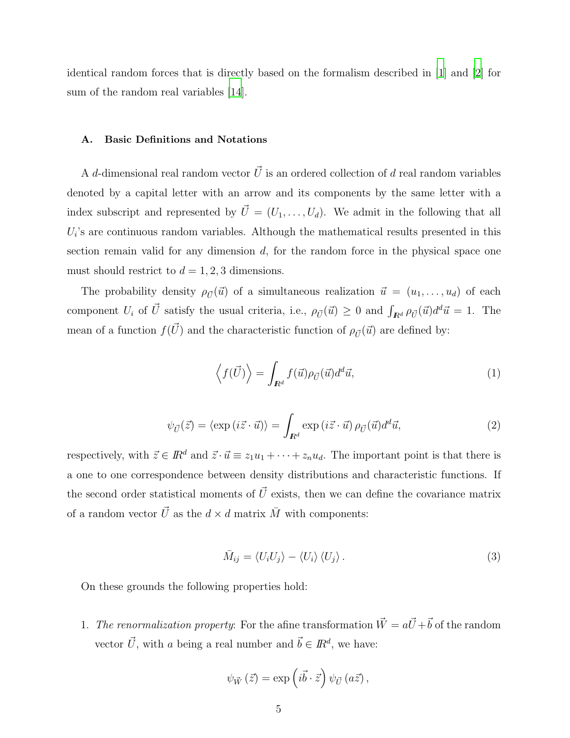identical random forces that is directly based on the formalism described in [1] and [2] for sum of the random real variables [14].

### A. Basic Definitions and Notations

A $d$-dimensional real random vector $\vec{U}$ is an ordered collection of $d$ real random variables denoted by a capital letter with an arrow and its components by the same letter with a index subscript and represented by $\vec{U} = (U_1, \ldots, U_d)$. We admit in the following that all $U_i$'s are continuous random variables. Although the mathematical results presented in this section remain valid for any dimension $d$, for the random force in the physical space one must should restrict to $d = 1, 2, 3$ dimensions.

The probability density $\rho_{\vec{U}}(\vec{u})$ of a simultaneous realization $\vec{u} = (u_1, \ldots, u_d)$ of each component $U_i$ of $\vec{U}$ satisfy the usual criteria, i.e., $\rho_{\vec{U}}(\vec{u}) \geq 0$ and $\int_{I\!R^d} \rho_{\vec{U}}(\vec{u}) d^d\vec{u} = 1$. The mean of a function $f(\vec{U})$ and the characteristic function of $\rho_{\vec{U}}(\vec{u})$ are defined by:

$$\left\langle f(\vec{U}) \right\rangle = \int_{I\!R^d} f(\vec{u}) \rho_{\vec{U}}(\vec{u}) d^d\vec{u}, \tag{1}$$

$$\psi_{\vec{U}}(\vec{z}) = \left\langle \exp\left(i\vec{z}\cdot\vec{u}\right) \right\rangle = \int_{I\!R^d} \exp\left(i\vec{z}\cdot\vec{u}\right) \rho_{\vec{U}}(\vec{u}) d^d\vec{u}, \tag{2}$$

respectively, with $\vec{z} \in I\!R^d$ and $\vec{z}\cdot\vec{u} \equiv z_1 u_1 + \cdots + z_n u_d$. The important point is that there is a one to one correspondence between density distributions and characteristic functions. If the second order statistical moments of $\vec{U}$ exists, then we can define the covariance matrix of a random vector $\vec{U}$ as the $d \times d$ matrix $\bar{M}$ with components:

$$\bar{M}_{ij} = \left\langle U_i U_j \right\rangle - \left\langle U_i \right\rangle \left\langle U_j \right\rangle. \tag{3}$$

On these grounds the following properties hold:

1. *The renormalization property*: For the afine transformation $\vec{W} = a\vec{U} + \vec{b}$ of the random vector $\vec{U}$, with $a$ being a real number and $\vec{b} \in I\!R^d$, we have:

$$\psi_{\vec{W}}\left(\vec{z}\right) = \exp\left(i\vec{b}\cdot\vec{z}\right)\psi_{\vec{U}}\left(a\vec{z}\right),$$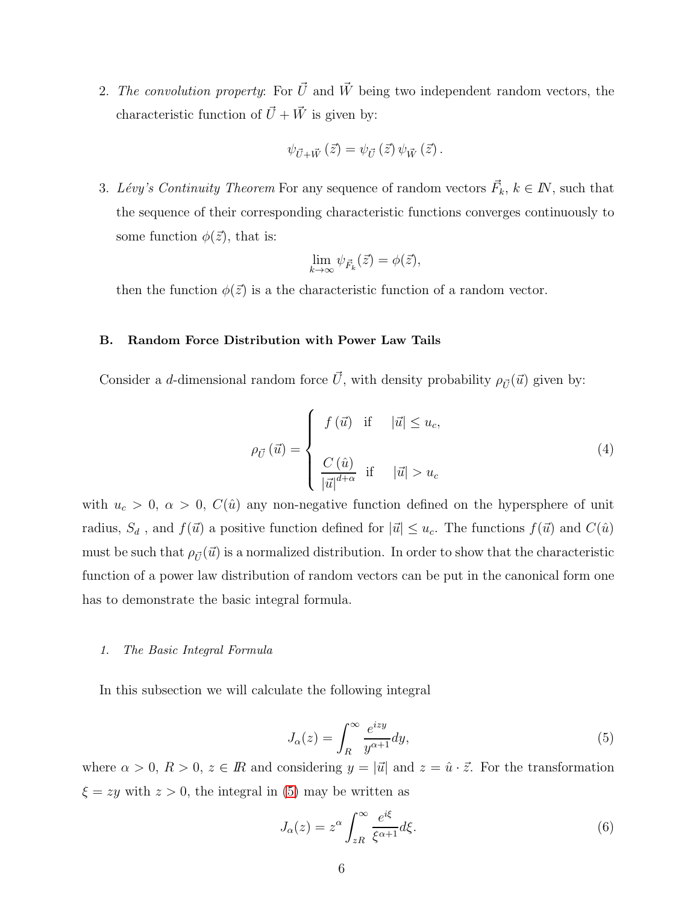2. *The convolution property*: For $\vec{U}$ and $\vec{W}$ being two independent random vectors, the characteristic function of $\vec{U}+\vec{W}$ is given by:

$$\psi_{\vec{U}+\vec{W}}\left(\vec{z}\right)=\psi_{\vec{U}}\left(\vec{z}\right)\psi_{\vec{W}}\left(\vec{z}\right).$$

3. *Lévy's Continuity Theorem* For any sequence of random vectors $\vec{F}_k$, $k\in I\!N$, such that the sequence of their corresponding characteristic functions converges continuously to some function $\phi(\vec{z})$, that is:

$$\lim_{k\to\infty}\psi_{\vec{F}_k}(\vec{z})=\phi(\vec{z}),$$

then the function $\phi(\vec{z})$ is a the characteristic function of a random vector.

### B. Random Force Distribution with Power Law Tails

Consider a $d$-dimensional random force $\vec{U}$, with density probability $\rho_{\vec{U}}(\vec{u})$ given by:

$$\rho_{\vec{U}}\left(\vec{u}\right)=\begin{cases} f\left(\vec{u}\right) & \text{if} \quad |\vec{u}|\leq u_c, \\ \\ \dfrac{C\left(\hat{u}\right)}{|\vec{u}|^{d+\alpha}} & \text{if} \quad |\vec{u}|>u_c \end{cases} \tag{4}$$

with $u_c>0$, $\alpha>0$, $C(\hat{u})$ any non-negative function defined on the hypersphere of unit radius, $S_d$ , and $f(\vec{u})$ a positive function defined for $|\vec{u}|\leq u_c$. The functions $f(\vec{u})$ and $C(\hat{u})$ must be such that $\rho_{\vec{U}}(\vec{u})$ is a normalized distribution. In order to show that the characteristic function of a power law distribution of random vectors can be put in the canonical form one has to demonstrate the basic integral formula.

#### 1. The Basic Integral Formula

In this subsection we will calculate the following integral

$$J_\alpha(z)=\int_R^\infty\frac{e^{izy}}{y^{\alpha+1}}dy, \tag{5}$$

where $\alpha>0$, $R>0$, $z\in I\!R$ and considering $y=|\vec{u}|$ and $z=\hat{u}\cdot\vec{z}$. For the transformation $\xi=zy$ with $z>0$, the integral in (5) may be written as

$$J_\alpha(z)=z^\alpha\int_{zR}^\infty\frac{e^{i\xi}}{\xi^{\alpha+1}}d\xi. \tag{6}$$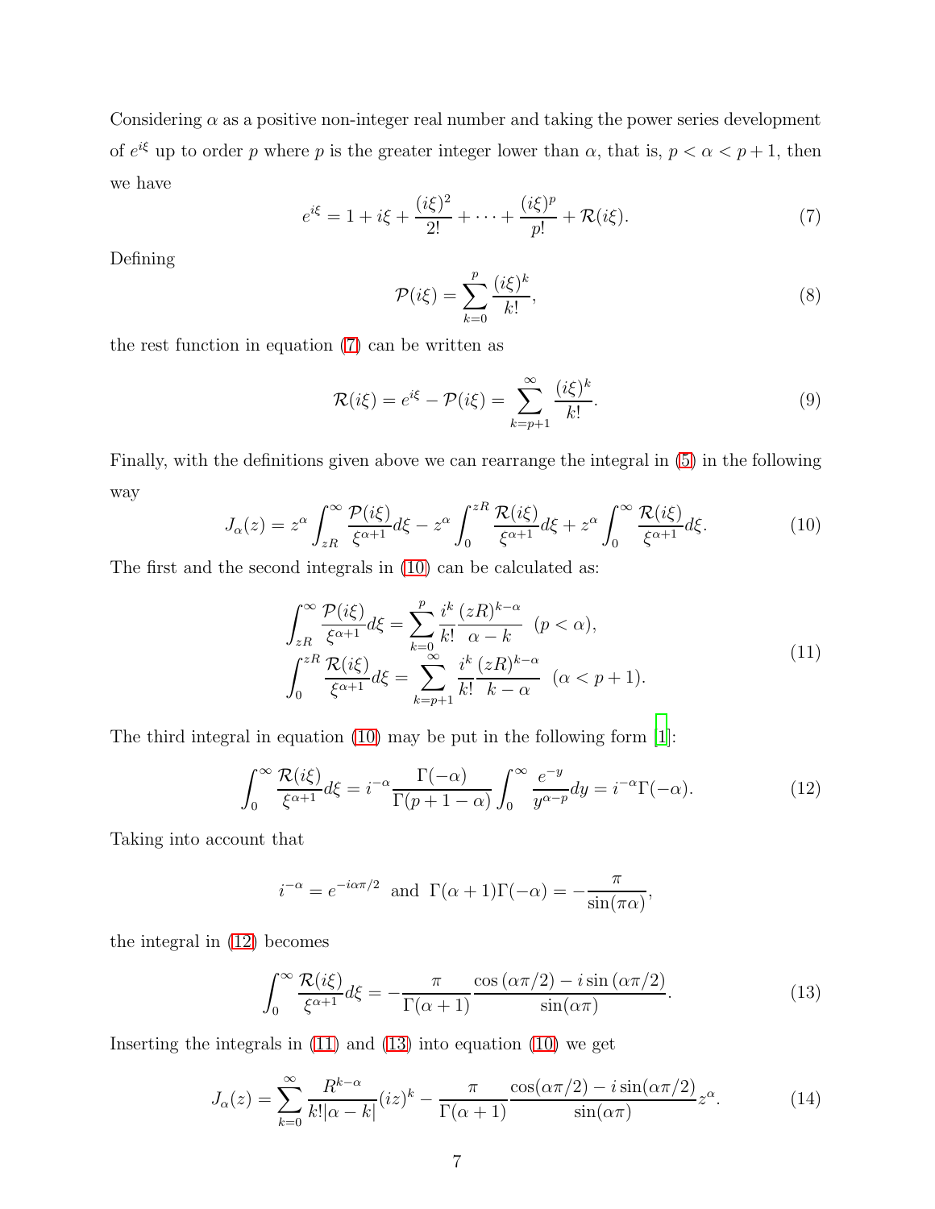Considering $\alpha$ as a positive non-integer real number and taking the power series development of $e^{i\xi}$ up to order $p$ where $p$ is the greater integer lower than $\alpha$, that is, $p < \alpha < p+1$, then we have

$$e^{i\xi} = 1 + i\xi + \frac{(i\xi)^2}{2!} + \cdots + \frac{(i\xi)^p}{p!} + \mathcal{R}(i\xi). \tag{7}$$

Defining

$$\mathcal{P}(i\xi) = \sum_{k=0}^{p} \frac{(i\xi)^k}{k!}, \tag{8}$$

the rest function in equation (7) can be written as

$$\mathcal{R}(i\xi) = e^{i\xi} - \mathcal{P}(i\xi) = \sum_{k=p+1}^{\infty} \frac{(i\xi)^k}{k!}. \tag{9}$$

Finally, with the definitions given above we can rearrange the integral in (5) in the following way

$$J_\alpha(z) = z^\alpha \int_{zR}^{\infty} \frac{\mathcal{P}(i\xi)}{\xi^{\alpha+1}} d\xi - z^\alpha \int_{0}^{zR} \frac{\mathcal{R}(i\xi)}{\xi^{\alpha+1}} d\xi + z^\alpha \int_{0}^{\infty} \frac{\mathcal{R}(i\xi)}{\xi^{\alpha+1}} d\xi. \tag{10}$$

The first and the second integrals in (10) can be calculated as:

$$\begin{aligned}
\int_{zR}^{\infty} \frac{\mathcal{P}(i\xi)}{\xi^{\alpha+1}} d\xi &= \sum_{k=0}^{p} \frac{i^k}{k!} \frac{(zR)^{k-\alpha}}{\alpha - k} \quad (p < \alpha), \\
\int_{0}^{zR} \frac{\mathcal{R}(i\xi)}{\xi^{\alpha+1}} d\xi &= \sum_{k=p+1}^{\infty} \frac{i^k}{k!} \frac{(zR)^{k-\alpha}}{k - \alpha} \quad (\alpha < p+1).
\end{aligned} \tag{11}$$

The third integral in equation (10) may be put in the following form [1]:

$$\int_{0}^{\infty} \frac{\mathcal{R}(i\xi)}{\xi^{\alpha+1}} d\xi = i^{-\alpha} \frac{\Gamma(-\alpha)}{\Gamma(p+1-\alpha)} \int_{0}^{\infty} \frac{e^{-y}}{y^{\alpha-p}} dy = i^{-\alpha}\Gamma(-\alpha). \tag{12}$$

Taking into account that

$$i^{-\alpha} = e^{-i\alpha\pi/2} \;\text{ and }\; \Gamma(\alpha+1)\Gamma(-\alpha) = -\frac{\pi}{\sin(\pi\alpha)},$$

the integral in (12) becomes

$$\int_{0}^{\infty} \frac{\mathcal{R}(i\xi)}{\xi^{\alpha+1}} d\xi = -\frac{\pi}{\Gamma(\alpha+1)} \frac{\cos(\alpha\pi/2) - i\sin(\alpha\pi/2)}{\sin(\alpha\pi)}. \tag{13}$$

Inserting the integrals in (11) and (13) into equation (10) we get

$$J_\alpha(z) = \sum_{k=0}^{\infty} \frac{R^{k-\alpha}}{k!|\alpha - k|}(iz)^k - \frac{\pi}{\Gamma(\alpha+1)} \frac{\cos(\alpha\pi/2) - i\sin(\alpha\pi/2)}{\sin(\alpha\pi)} z^\alpha. \tag{14}$$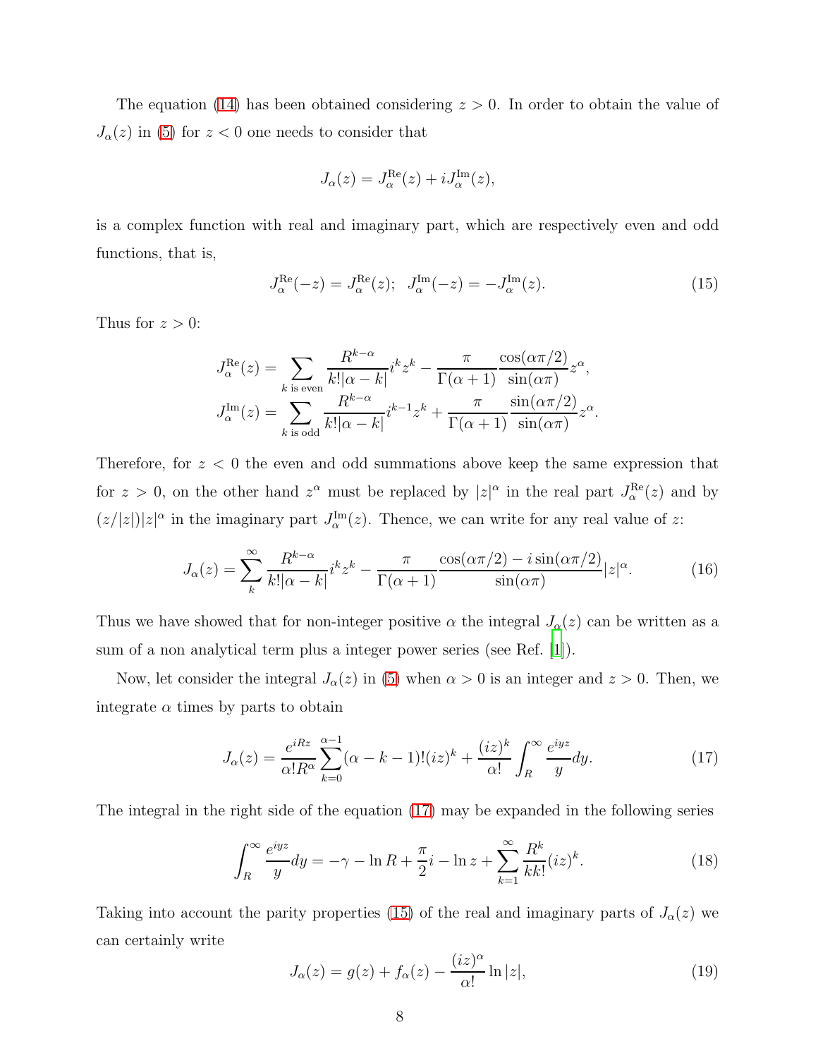The equation (14) has been obtained considering $z > 0$. In order to obtain the value of $J_\alpha(z)$ in (5) for $z < 0$ one needs to consider that

$$J_\alpha(z) = J_\alpha^{\text{Re}}(z) + iJ_\alpha^{\text{Im}}(z),$$

is a complex function with real and imaginary part, which are respectively even and odd functions, that is,

$$J_\alpha^{\text{Re}}(-z) = J_\alpha^{\text{Re}}(z); \quad J_\alpha^{\text{Im}}(-z) = -J_\alpha^{\text{Im}}(z). \tag{15}$$

Thus for $z > 0$:

$$J_\alpha^{\text{Re}}(z) = \sum_{k \text{ is even}} \frac{R^{k-\alpha}}{k!|\alpha - k|} i^k z^k - \frac{\pi}{\Gamma(\alpha+1)} \frac{\cos(\alpha\pi/2)}{\sin(\alpha\pi)} z^\alpha,$$
$$J_\alpha^{\text{Im}}(z) = \sum_{k \text{ is odd}} \frac{R^{k-\alpha}}{k!|\alpha - k|} i^{k-1} z^k + \frac{\pi}{\Gamma(\alpha+1)} \frac{\sin(\alpha\pi/2)}{\sin(\alpha\pi)} z^\alpha.$$

Therefore, for $z < 0$ the even and odd summations above keep the same expression that for $z > 0$, on the other hand $z^\alpha$ must be replaced by $|z|^\alpha$ in the real part $J_\alpha^{\text{Re}}(z)$ and by $(z/|z|)|z|^\alpha$ in the imaginary part $J_\alpha^{\text{Im}}(z)$. Thence, we can write for any real value of $z$:

$$J_\alpha(z) = \sum_k^\infty \frac{R^{k-\alpha}}{k!|\alpha - k|} i^k z^k - \frac{\pi}{\Gamma(\alpha+1)} \frac{\cos(\alpha\pi/2) - i\sin(\alpha\pi/2)}{\sin(\alpha\pi)} |z|^\alpha. \tag{16}$$

Thus we have showed that for non-integer positive $\alpha$ the integral $J_\alpha(z)$ can be written as a sum of a non analytical term plus a integer power series (see Ref. [1]).

Now, let consider the integral $J_\alpha(z)$ in (5) when $\alpha > 0$ is an integer and $z > 0$. Then, we integrate $\alpha$ times by parts to obtain

$$J_\alpha(z) = \frac{e^{iRz}}{\alpha! R^\alpha} \sum_{k=0}^{\alpha-1} (\alpha - k - 1)!(iz)^k + \frac{(iz)^k}{\alpha!} \int_R^\infty \frac{e^{iyz}}{y} dy. \tag{17}$$

The integral in the right side of the equation (17) may be expanded in the following series

$$\int_R^\infty \frac{e^{iyz}}{y} dy = -\gamma - \ln R + \frac{\pi}{2} i - \ln z + \sum_{k=1}^\infty \frac{R^k}{k k!} (iz)^k. \tag{18}$$

Taking into account the parity properties (15) of the real and imaginary parts of $J_\alpha(z)$ we can certainly write

$$J_\alpha(z) = g(z) + f_\alpha(z) - \frac{(iz)^\alpha}{\alpha!} \ln|z|, \tag{19}$$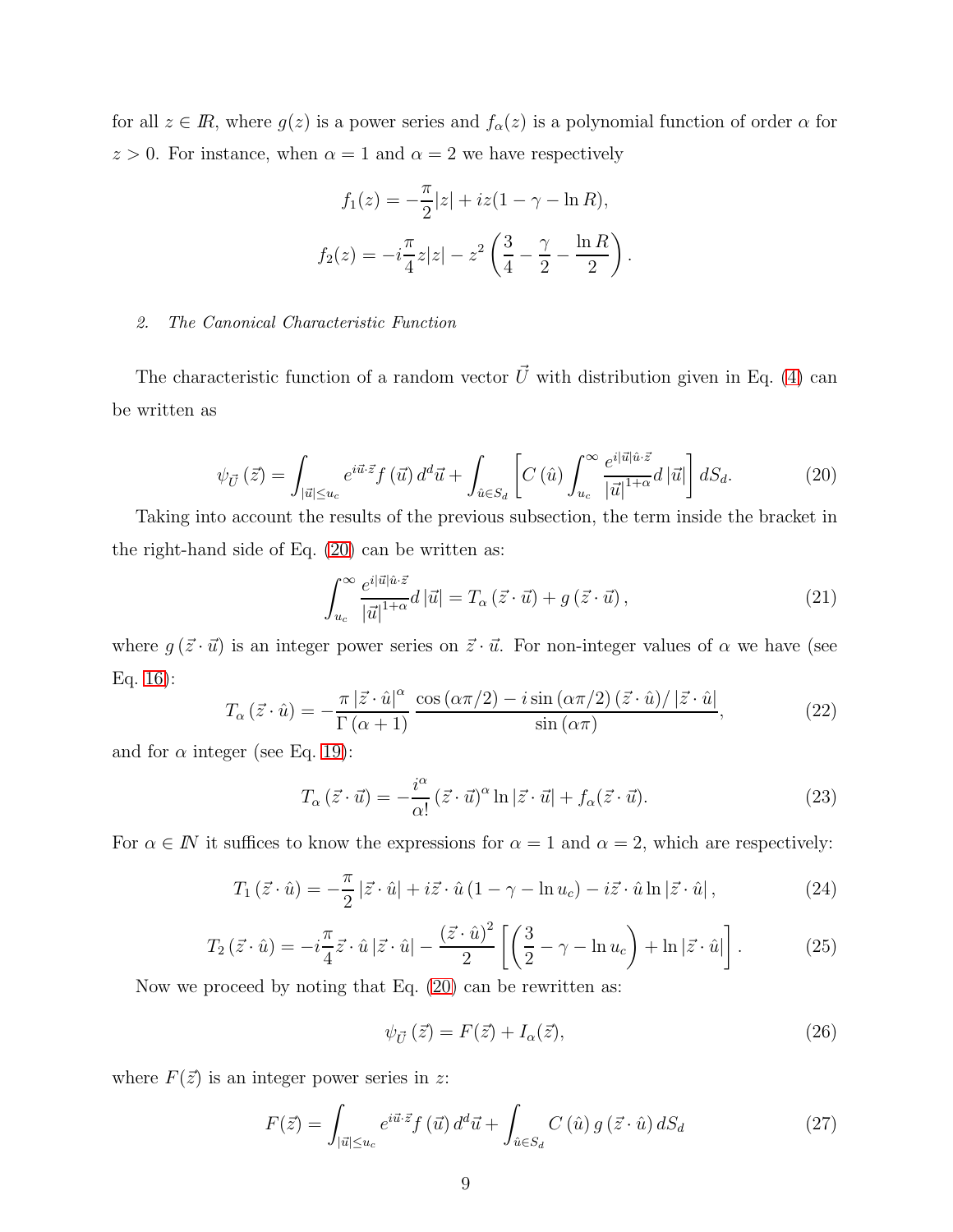for all $z \in I\!R$, where $g(z)$ is a power series and $f_\alpha(z)$ is a polynomial function of order $\alpha$ for $z > 0$. For instance, when $\alpha = 1$ and $\alpha = 2$ we have respectively

$$f_1(z) = -\frac{\pi}{2}|z| + iz(1 - \gamma - \ln R),$$

$$f_2(z) = -i\frac{\pi}{4}z|z| - z^2\left(\frac{3}{4} - \frac{\gamma}{2} - \frac{\ln R}{2}\right).$$

### 2. *The Canonical Characteristic Function*

The characteristic function of a random vector $\vec{U}$ with distribution given in Eq. (4) can be written as

$$\psi_{\vec{U}}\left(\vec{z}\right) = \int_{|\vec{u}| \le u_c} e^{i\vec{u}\cdot\vec{z}} f\left(\vec{u}\right) d^d\vec{u} + \int_{\hat{u}\in S_d} \left[C\left(\hat{u}\right) \int_{u_c}^{\infty} \frac{e^{i|\vec{u}|\hat{u}\cdot\vec{z}}}{|\vec{u}|^{1+\alpha}} d\left|\vec{u}\right|\right] dS_d. \tag{20}$$

Taking into account the results of the previous subsection, the term inside the bracket in the right-hand side of Eq. (20) can be written as:

$$\int_{u_c}^{\infty} \frac{e^{i|\vec{u}|\hat{u}\cdot\vec{z}}}{|\vec{u}|^{1+\alpha}} d\left|\vec{u}\right| = T_\alpha\left(\vec{z}\cdot\vec{u}\right) + g\left(\vec{z}\cdot\vec{u}\right), \tag{21}$$

where $g\left(\vec{z}\cdot\vec{u}\right)$ is an integer power series on $\vec{z}\cdot\vec{u}$. For non-integer values of $\alpha$ we have (see Eq. 16):

$$T_\alpha\left(\vec{z}\cdot\hat{u}\right) = -\frac{\pi\left|\vec{z}\cdot\hat{u}\right|^\alpha}{\Gamma\left(\alpha+1\right)} \frac{\cos\left(\alpha\pi/2\right) - i\sin\left(\alpha\pi/2\right)\left(\vec{z}\cdot\hat{u}\right)/\left|\vec{z}\cdot\hat{u}\right|}{\sin\left(\alpha\pi\right)}, \tag{22}$$

and for $\alpha$ integer (see Eq. 19):

$$T_\alpha\left(\vec{z}\cdot\vec{u}\right) = -\frac{i^\alpha}{\alpha!}\left(\vec{z}\cdot\vec{u}\right)^\alpha \ln\left|\vec{z}\cdot\vec{u}\right| + f_\alpha(\vec{z}\cdot\vec{u}). \tag{23}$$

For $\alpha \in I\!N$ it suffices to know the expressions for $\alpha = 1$ and $\alpha = 2$, which are respectively:

$$T_1\left(\vec{z}\cdot\hat{u}\right) = -\frac{\pi}{2}\left|\vec{z}\cdot\hat{u}\right| + i\vec{z}\cdot\hat{u}\left(1 - \gamma - \ln u_c\right) - i\vec{z}\cdot\hat{u}\ln\left|\vec{z}\cdot\hat{u}\right|, \tag{24}$$

$$T_2\left(\vec{z}\cdot\hat{u}\right) = -i\frac{\pi}{4}\vec{z}\cdot\hat{u}\left|\vec{z}\cdot\hat{u}\right| - \frac{\left(\vec{z}\cdot\hat{u}\right)^2}{2}\left[\left(\frac{3}{2} - \gamma - \ln u_c\right) + \ln\left|\vec{z}\cdot\hat{u}\right|\right]. \tag{25}$$

Now we proceed by noting that Eq. (20) can be rewritten as:

$$\psi_{\vec{U}}\left(\vec{z}\right) = F(\vec{z}) + I_\alpha(\vec{z}), \tag{26}$$

where $F(\vec{z})$ is an integer power series in $z$:

$$F(\vec{z}) = \int_{|\vec{u}| \le u_c} e^{i\vec{u}\cdot\vec{z}} f\left(\vec{u}\right) d^d\vec{u} + \int_{\hat{u}\in S_d} C\left(\hat{u}\right) g\left(\vec{z}\cdot\hat{u}\right) dS_d \tag{27}$$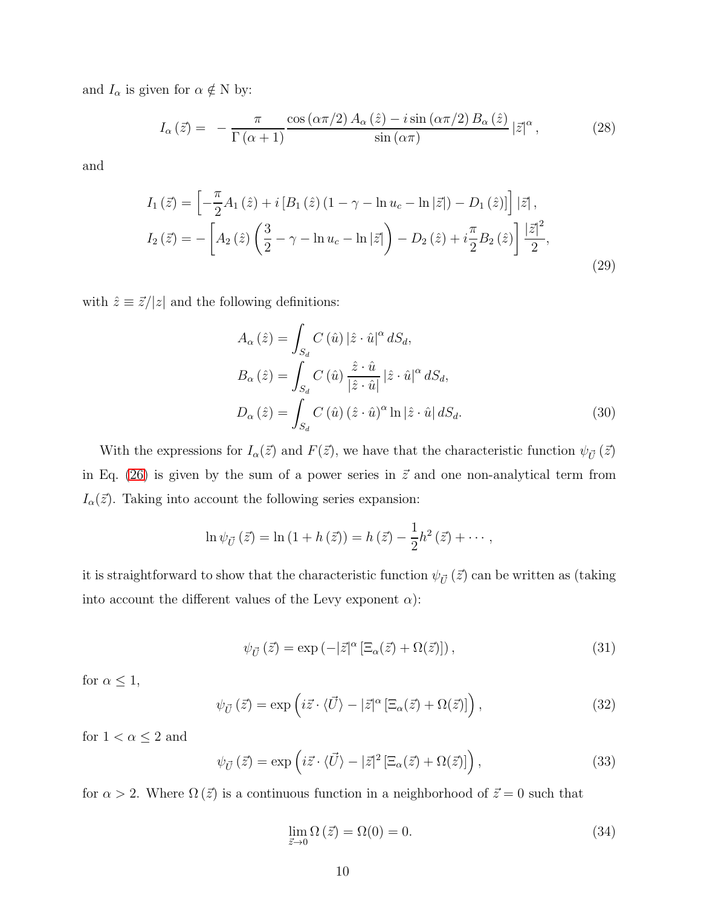and $I_\alpha$ is given for $\alpha \notin \mathrm{N}$ by:

$$I_\alpha(\vec{z}) = -\frac{\pi}{\Gamma(\alpha+1)} \frac{\cos(\alpha\pi/2) A_\alpha(\hat{z}) - i \sin(\alpha\pi/2) B_\alpha(\hat{z})}{\sin(\alpha\pi)} |\vec{z}|^\alpha, \tag{28}$$

and

$$\begin{aligned}
I_1(\vec{z}) &= \left[-\frac{\pi}{2} A_1(\hat{z}) + i\left[B_1(\hat{z})(1-\gamma-\ln u_c - \ln|\vec{z}|) - D_1(\hat{z})\right]\right]|\vec{z}|, \\
I_2(\vec{z}) &= -\left[A_2(\hat{z})\left(\frac{3}{2}-\gamma-\ln u_c-\ln|\vec{z}|\right) - D_2(\hat{z}) + i\frac{\pi}{2}B_2(\hat{z})\right]\frac{|\vec{z}|^2}{2},
\end{aligned} \tag{29}$$

with $\hat{z} \equiv \vec{z}/|z|$ and the following definitions:

$$\begin{aligned}
A_\alpha(\hat{z}) &= \int_{S_d} C(\hat{u}) |\hat{z}\cdot\hat{u}|^\alpha dS_d, \\
B_\alpha(\hat{z}) &= \int_{S_d} C(\hat{u}) \frac{\hat{z}\cdot\hat{u}}{|\hat{z}\cdot\hat{u}|} |\hat{z}\cdot\hat{u}|^\alpha dS_d, \\
D_\alpha(\hat{z}) &= \int_{S_d} C(\hat{u}) (\hat{z}\cdot\hat{u})^\alpha \ln|\hat{z}\cdot\hat{u}| dS_d.
\end{aligned} \tag{30}$$

With the expressions for $I_\alpha(\vec{z})$ and $F(\vec{z})$, we have that the characteristic function $\psi_{\vec{U}}(\vec{z})$ in Eq. (26) is given by the sum of a power series in $\vec{z}$ and one non-analytical term from $I_\alpha(\vec{z})$. Taking into account the following series expansion:

$$\ln \psi_{\vec{U}}(\vec{z}) = \ln(1+h(\vec{z})) = h(\vec{z}) - \frac{1}{2}h^2(\vec{z}) + \cdots,$$

it is straightforward to show that the characteristic function $\psi_{\vec{U}}(\vec{z})$ can be written as (taking into account the different values of the Levy exponent $\alpha$):

$$\psi_{\vec{U}}(\vec{z}) = \exp\left(-|\vec{z}|^\alpha \left[\Xi_\alpha(\vec{z}) + \Omega(\vec{z})\right]\right), \tag{31}$$

for $\alpha \leq 1$,

$$\psi_{\vec{U}}(\vec{z}) = \exp\left(i\vec{z}\cdot\langle\vec{U}\rangle - |\vec{z}|^\alpha \left[\Xi_\alpha(\vec{z}) + \Omega(\vec{z})\right]\right), \tag{32}$$

for $1 < \alpha \leq 2$ and

$$\psi_{\vec{U}}(\vec{z}) = \exp\left(i\vec{z}\cdot\langle\vec{U}\rangle - |\vec{z}|^2 \left[\Xi_\alpha(\vec{z}) + \Omega(\vec{z})\right]\right), \tag{33}$$

for $\alpha > 2$. Where $\Omega(\vec{z})$ is a continuous function in a neighborhood of $\vec{z} = 0$ such that

$$\lim_{\vec{z}\to 0} \Omega(\vec{z}) = \Omega(0) = 0. \tag{34}$$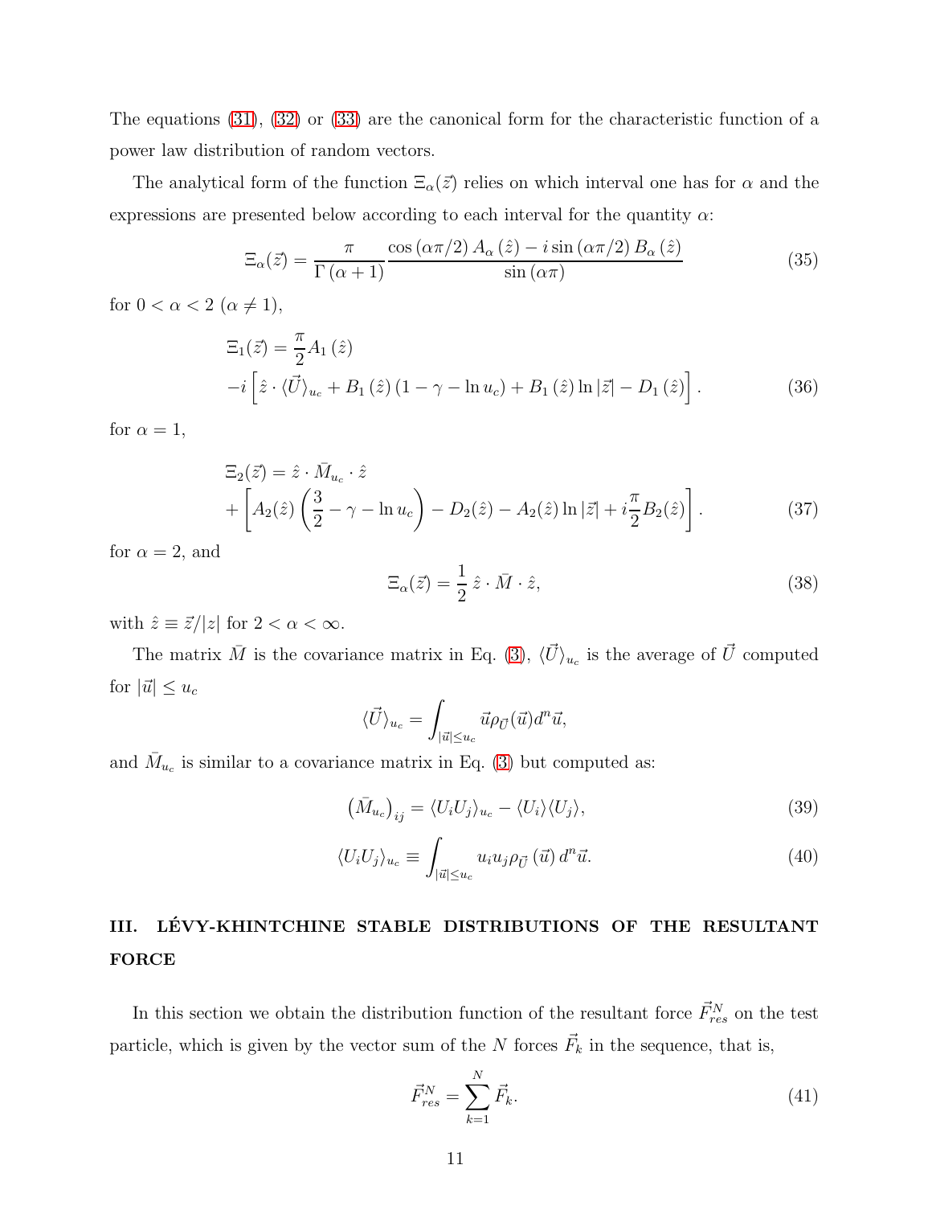The equations (31), (32) or (33) are the canonical form for the characteristic function of a power law distribution of random vectors.

The analytical form of the function $\Xi_\alpha(\vec{z})$ relies on which interval one has for $\alpha$ and the expressions are presented below according to each interval for the quantity $\alpha$:

$$\Xi_\alpha(\vec{z}) = \frac{\pi}{\Gamma(\alpha+1)} \frac{\cos(\alpha\pi/2)\, A_\alpha(\hat{z}) - i \sin(\alpha\pi/2)\, B_\alpha(\hat{z})}{\sin(\alpha\pi)} \tag{35}$$

for $0 < \alpha < 2$ ($\alpha \neq 1$),

$$\begin{aligned}
\Xi_1(\vec{z}) &= \frac{\pi}{2} A_1(\hat{z}) \\
&- i \left[ \hat{z} \cdot \langle \vec{U} \rangle_{u_c} + B_1(\hat{z})(1 - \gamma - \ln u_c) + B_1(\hat{z}) \ln |\vec{z}| - D_1(\hat{z}) \right].
\end{aligned} \tag{36}$$

for $\alpha = 1$,

$$\begin{aligned}
\Xi_2(\vec{z}) &= \hat{z} \cdot \bar{M}_{u_c} \cdot \hat{z} \\
&+ \left[ A_2(\hat{z}) \left( \frac{3}{2} - \gamma - \ln u_c \right) - D_2(\hat{z}) - A_2(\hat{z}) \ln |\vec{z}| + i \frac{\pi}{2} B_2(\hat{z}) \right].
\end{aligned} \tag{37}$$

for $\alpha = 2$, and

$$\Xi_\alpha(\vec{z}) = \frac{1}{2}\, \hat{z} \cdot \bar{M} \cdot \hat{z}, \tag{38}$$

with $\hat{z} \equiv \vec{z}/|z|$ for $2 < \alpha < \infty$.

The matrix $\bar{M}$ is the covariance matrix in Eq. (3), $\langle \vec{U} \rangle_{u_c}$ is the average of $\vec{U}$ computed for $|\vec{u}| \leq u_c$

$$\langle \vec{U} \rangle_{u_c} = \int_{|\vec{u}| \leq u_c} \vec{u} \rho_{\vec{U}}(\vec{u}) d^n \vec{u},$$

and $\bar{M}_{u_c}$ is similar to a covariance matrix in Eq. (3) but computed as:

$$\left( \bar{M}_{u_c} \right)_{ij} = \langle U_i U_j \rangle_{u_c} - \langle U_i \rangle \langle U_j \rangle, \tag{39}$$

$$\langle U_i U_j \rangle_{u_c} \equiv \int_{|\vec{u}| \leq u_c} u_i u_j \rho_{\vec{U}}(\vec{u})\, d^n \vec{u}. \tag{40}$$

## III. LÉVY-KHINTCHINE STABLE DISTRIBUTIONS OF THE RESULTANT FORCE

In this section we obtain the distribution function of the resultant force $\vec{F}^N_{res}$ on the test particle, which is given by the vector sum of the $N$ forces $\vec{F}_k$ in the sequence, that is,

$$\vec{F}^N_{res} = \sum_{k=1}^{N} \vec{F}_k. \tag{41}$$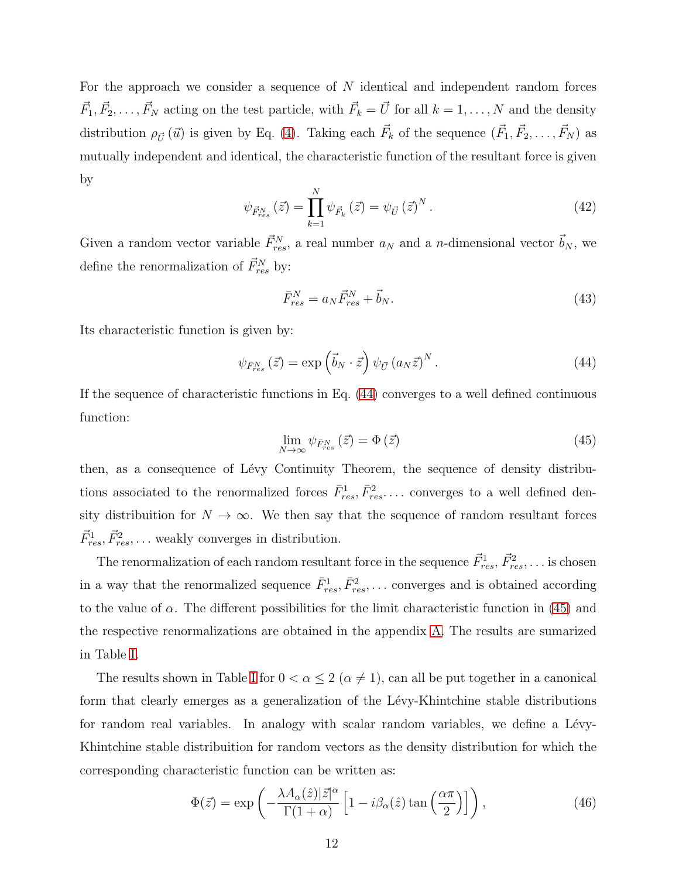For the approach we consider a sequence of $N$ identical and independent random forces $\vec{F}_1, \vec{F}_2, \ldots, \vec{F}_N$ acting on the test particle, with $\vec{F}_k = \vec{U}$ for all $k = 1, \ldots, N$ and the density distribution $\rho_{\vec{U}}(\vec{u})$ is given by Eq. (4). Taking each $\vec{F}_k$ of the sequence $(\vec{F}_1, \vec{F}_2, \ldots, \vec{F}_N)$ as mutually independent and identical, the characteristic function of the resultant force is given by

$$\psi_{\vec{F}^N_{res}}(\vec{z}) = \prod_{k=1}^{N} \psi_{\vec{F}_k}(\vec{z}) = \psi_{\vec{U}}(\vec{z})^N . \tag{42}$$

Given a random vector variable $\vec{F}^N_{res}$, a real number $a_N$ and a $n$-dimensional vector $\vec{b}_N$, we define the renormalization of $\vec{F}^N_{res}$ by:

$$\bar{F}^N_{res} = a_N \vec{F}^N_{res} + \vec{b}_N. \tag{43}$$

Its characteristic function is given by:

$$\psi_{\bar{F}^N_{res}}(\vec{z}) = \exp\left(\vec{b}_N \cdot \vec{z}\right) \psi_{\vec{U}}(a_N \vec{z})^N . \tag{44}$$

If the sequence of characteristic functions in Eq. (44) converges to a well defined continuous function:

$$\lim_{N\to\infty} \psi_{\bar{F}^N_{res}}(\vec{z}) = \Phi(\vec{z}) \tag{45}$$

then, as a consequence of Lévy Continuity Theorem, the sequence of density distributions associated to the renormalized forces $\bar{F}^1_{res}, \bar{F}^2_{res} \ldots$ converges to a well defined density distribuition for $N \to \infty$. We then say that the sequence of random resultant forces $\vec{F}^1_{res}, \vec{F}^2_{res}, \ldots$ weakly converges in distribution.

The renormalization of each random resultant force in the sequence $\vec{F}^1_{res}, \vec{F}^2_{res}, \ldots$ is chosen in a way that the renormalized sequence $\bar{F}^1_{res}, \bar{F}^2_{res}, \ldots$ converges and is obtained according to the value of $\alpha$. The different possibilities for the limit characteristic function in (45) and the respective renormalizations are obtained in the appendix A. The results are sumarized in Table I.

The results shown in Table I for $0 < \alpha \leq 2$ ($\alpha \neq 1$), can all be put together in a canonical form that clearly emerges as a generalization of the Lévy-Khintchine stable distributions for random real variables. In analogy with scalar random variables, we define a Lévy-Khintchine stable distribuition for random vectors as the density distribution for which the corresponding characteristic function can be written as:

$$\Phi(\vec{z}) = \exp\left(-\frac{\lambda A_\alpha(\hat{z})|\vec{z}|^\alpha}{\Gamma(1+\alpha)}\left[1 - i\beta_\alpha(\hat{z})\tan\left(\frac{\alpha\pi}{2}\right)\right]\right), \tag{46}$$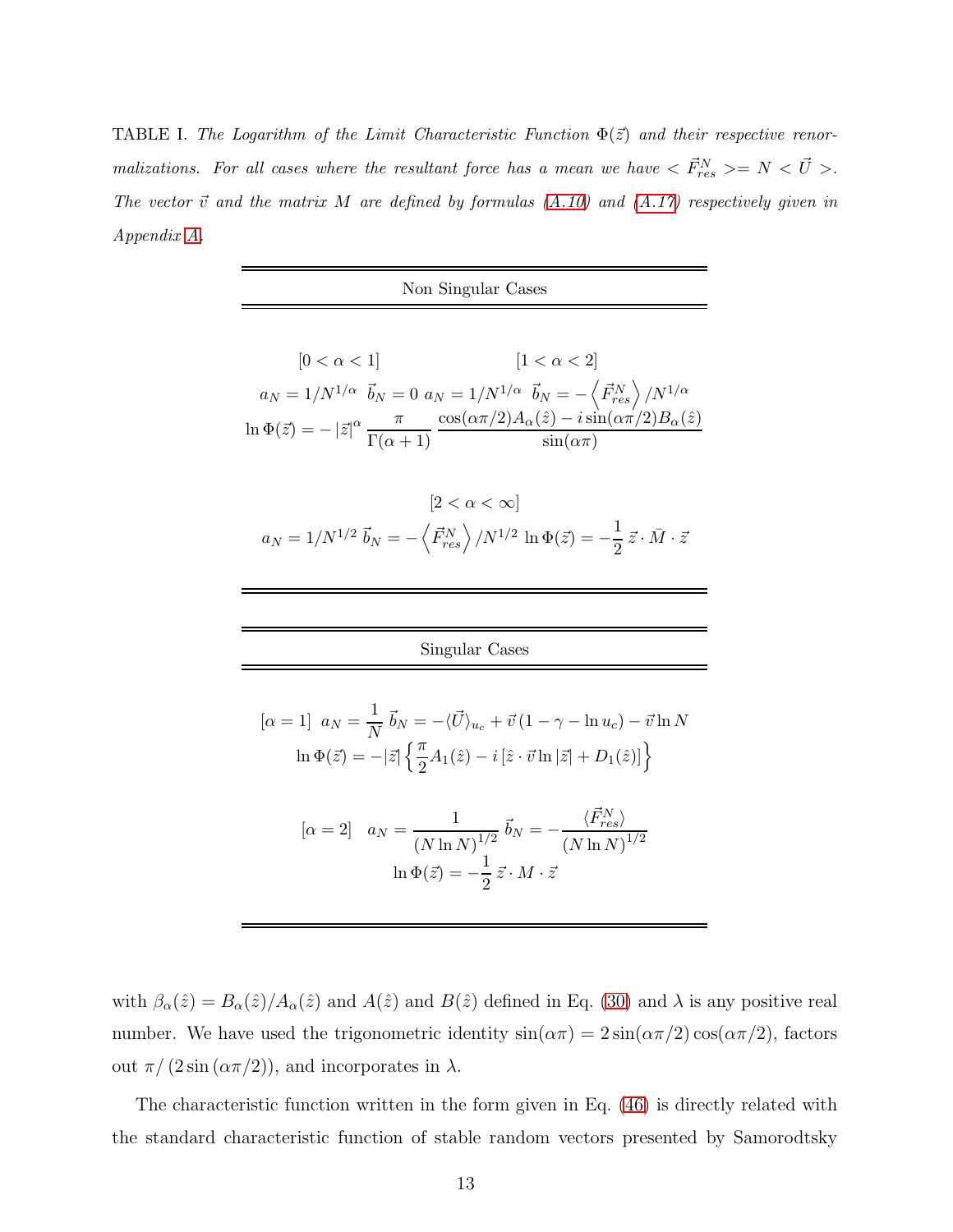TABLE I. *The Logarithm of the Limit Characteristic Function $\Phi(\vec{z})$ and their respective renormalizations. For all cases where the resultant force has a mean we have $<\vec{F}^N_{res}> = N <\vec{U}>$. The vector $\vec{v}$ and the matrix $M$ are defined by formulas (A.10) and (A.17) respectively given in Appendix A.*

**Non Singular Cases**

$[0<\alpha<1]$ $\quad a_N = 1/N^{1/\alpha} \quad \vec{b}_N = 0$

$[1<\alpha<2]$ $\quad a_N = 1/N^{1/\alpha} \quad \vec{b}_N = -\left\langle \vec{F}^N_{res} \right\rangle / N^{1/\alpha}$

$$\ln \Phi(\vec{z}) = -\left|\vec{z}\right|^{\alpha} \frac{\pi}{\Gamma(\alpha+1)} \frac{\cos(\alpha\pi/2) A_\alpha(\hat{z}) - i \sin(\alpha\pi/2) B_\alpha(\hat{z})}{\sin(\alpha\pi)}$$

$[2<\alpha<\infty]$

$$a_N = 1/N^{1/2} \quad \vec{b}_N = -\left\langle \vec{F}^N_{res} \right\rangle / N^{1/2} \quad \ln \Phi(\vec{z}) = -\frac{1}{2}\, \vec{z}\cdot \bar{M} \cdot \vec{z}$$

**Singular Cases**

$$[\alpha=1] \quad a_N = \frac{1}{N} \quad \vec{b}_N = -\langle \vec{U} \rangle_{u_c} + \vec{v}\,(1-\gamma-\ln u_c) - \vec{v}\ln N$$

$$\ln \Phi(\vec{z}) = -|\vec{z}| \left\{ \frac{\pi}{2} A_1(\hat{z}) - i \left[ \hat{z}\cdot\vec{v} \ln|\vec{z}| + D_1(\hat{z}) \right] \right\}$$

$$[\alpha=2] \quad a_N = \frac{1}{(N\ln N)^{1/2}} \quad \vec{b}_N = -\frac{\langle \vec{F}^N_{res} \rangle}{(N\ln N)^{1/2}}$$

$$\ln \Phi(\vec{z}) = -\frac{1}{2}\, \vec{z}\cdot M \cdot \vec{z}$$

with $\beta_\alpha(\hat{z}) = B_\alpha(\hat{z})/A_\alpha(\hat{z})$ and $A(\hat{z})$ and $B(\hat{z})$ defined in Eq. (30) and $\lambda$ is any positive real number. We have used the trigonometric identity $\sin(\alpha\pi) = 2\sin(\alpha\pi/2)\cos(\alpha\pi/2)$, factors out $\pi/\left(2\sin\left(\alpha\pi/2\right)\right)$, and incorporates in $\lambda$.

The characteristic function written in the form given in Eq. (46) is directly related with the standard characteristic function of stable random vectors presented by Samorodtsky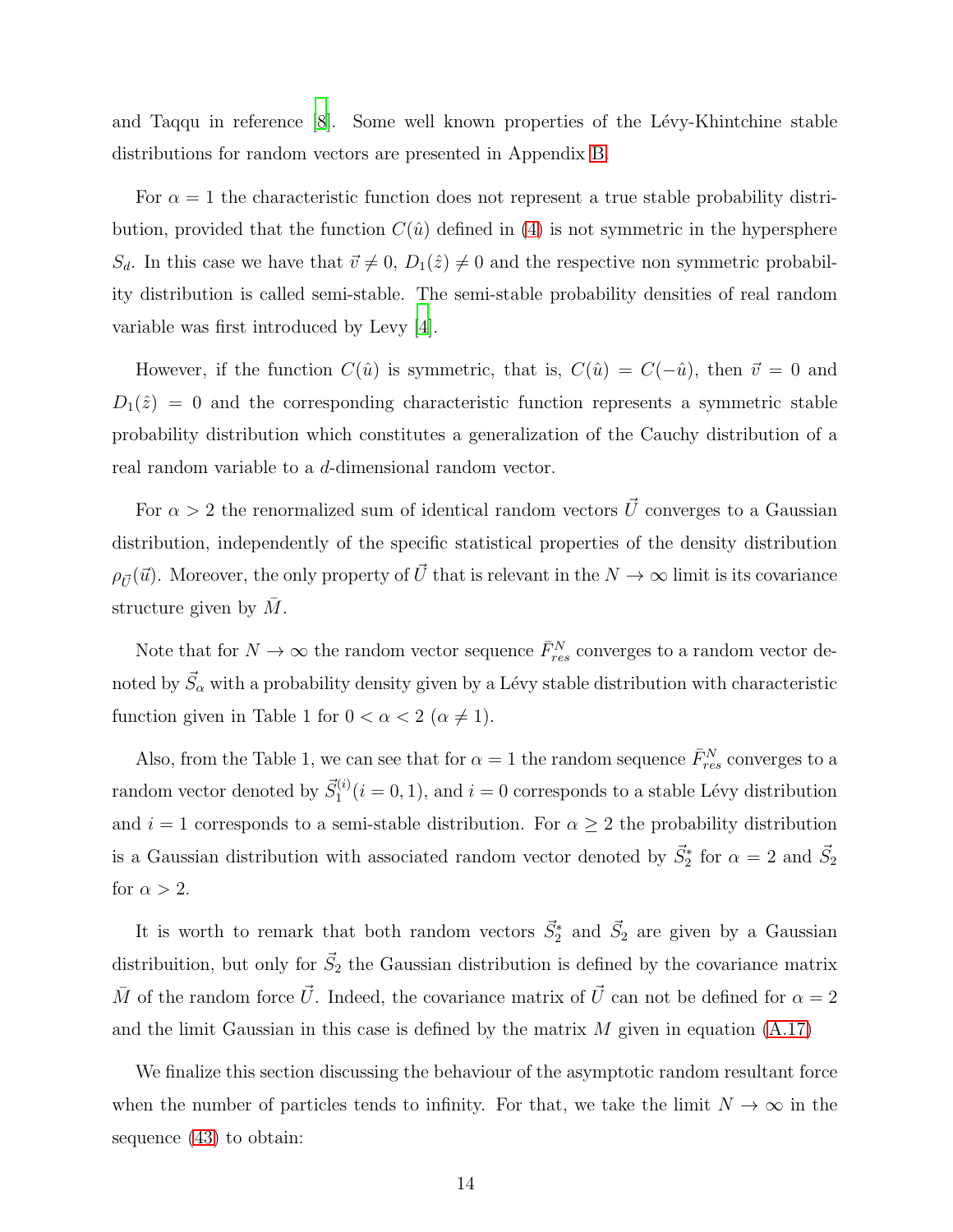and Taqqu in reference [8]. Some well known properties of the Lévy-Khintchine stable distributions for random vectors are presented in Appendix B.

For $\alpha = 1$ the characteristic function does not represent a true stable probability distribution, provided that the function $C(\hat{u})$ defined in (4) is not symmetric in the hypersphere $S_d$. In this case we have that $\vec{v} \neq 0$, $D_1(\hat{z}) \neq 0$ and the respective non symmetric probability distribution is called semi-stable. The semi-stable probability densities of real random variable was first introduced by Levy [4].

However, if the function $C(\hat{u})$ is symmetric, that is, $C(\hat{u}) = C(-\hat{u})$, then $\vec{v} = 0$ and $D_1(\hat{z}) = 0$ and the corresponding characteristic function represents a symmetric stable probability distribution which constitutes a generalization of the Cauchy distribution of a real random variable to a $d$-dimensional random vector.

For $\alpha > 2$ the renormalized sum of identical random vectors $\vec{U}$ converges to a Gaussian distribution, independently of the specific statistical properties of the density distribution $\rho_{\vec{U}}(\vec{u})$. Moreover, the only property of $\vec{U}$ that is relevant in the $N \to \infty$ limit is its covariance structure given by $\bar{M}$.

Note that for $N \to \infty$ the random vector sequence $\bar{F}^N_{res}$ converges to a random vector denoted by $\vec{S}_\alpha$ with a probability density given by a Lévy stable distribution with characteristic function given in Table 1 for $0 < \alpha < 2$ ($\alpha \neq 1$).

Also, from the Table 1, we can see that for $\alpha = 1$ the random sequence $\bar{F}^N_{res}$ converges to a random vector denoted by $\vec{S}^{(i)}_1 (i = 0, 1)$, and $i = 0$ corresponds to a stable Lévy distribution and $i = 1$ corresponds to a semi-stable distribution. For $\alpha \geq 2$ the probability distribution is a Gaussian distribution with associated random vector denoted by $\vec{S}^*_2$ for $\alpha = 2$ and $\vec{S}_2$ for $\alpha > 2$.

It is worth to remark that both random vectors $\vec{S}^*_2$ and $\vec{S}_2$ are given by a Gaussian distribuition, but only for $\vec{S}_2$ the Gaussian distribution is defined by the covariance matrix $\bar{M}$ of the random force $\vec{U}$. Indeed, the covariance matrix of $\vec{U}$ can not be defined for $\alpha = 2$ and the limit Gaussian in this case is defined by the matrix $M$ given in equation (A.17)

We finalize this section discussing the behaviour of the asymptotic random resultant force when the number of particles tends to infinity. For that, we take the limit $N \to \infty$ in the sequence (43) to obtain: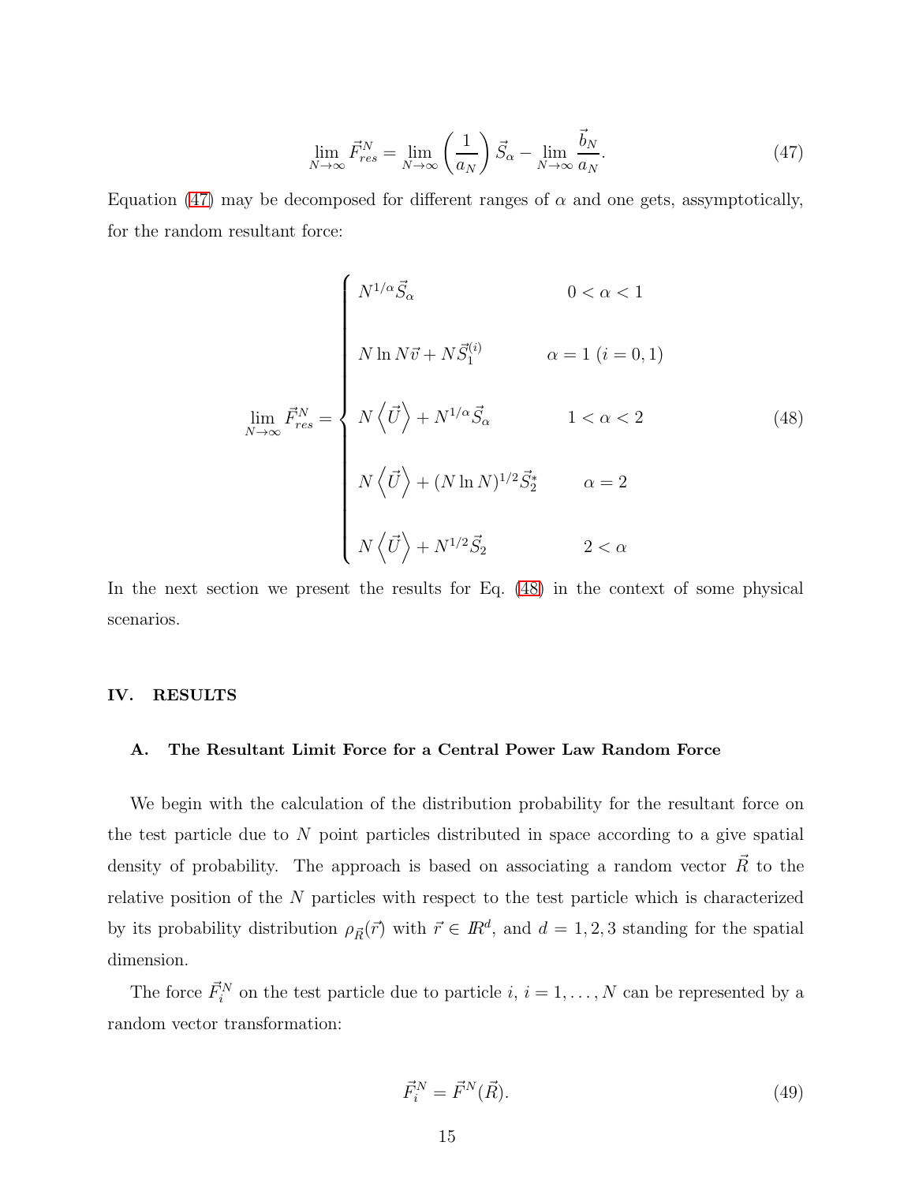$$\lim_{N\to\infty} \vec{F}^N_{res} = \lim_{N\to\infty} \left(\frac{1}{a_N}\right) \vec{S}_\alpha - \lim_{N\to\infty} \frac{\vec{b}_N}{a_N}. \tag{47}$$

Equation (47) may be decomposed for different ranges of $\alpha$ and one gets, assymptotically, for the random resultant force:

$$\lim_{N\to\infty} \vec{F}^N_{res} = \begin{cases} N^{1/\alpha}\vec{S}_\alpha & 0<\alpha<1 \\ N\ln N\vec{v} + N\vec{S}^{(i)}_1 & \alpha=1\ (i=0,1) \\ N\left\langle \vec{U}\right\rangle + N^{1/\alpha}\vec{S}_\alpha & 1<\alpha<2 \\ N\left\langle \vec{U}\right\rangle + (N\ln N)^{1/2}\vec{S}^*_2 & \alpha=2 \\ N\left\langle \vec{U}\right\rangle + N^{1/2}\vec{S}_2 & 2<\alpha \end{cases} \tag{48}$$

In the next section we present the results for Eq. (48) in the context of some physical scenarios.

## IV. RESULTS

### A. The Resultant Limit Force for a Central Power Law Random Force

We begin with the calculation of the distribution probability for the resultant force on the test particle due to $N$ point particles distributed in space according to a give spatial density of probability. The approach is based on associating a random vector $\vec{R}$ to the relative position of the $N$ particles with respect to the test particle which is characterized by its probability distribution $\rho_{\vec{R}}(\vec{r})$ with $\vec{r} \in I\!R^d$, and $d = 1, 2, 3$ standing for the spatial dimension.

The force $\vec{F}^N_i$ on the test particle due to particle $i$, $i = 1, \ldots, N$ can be represented by a random vector transformation:

$$\vec{F}^N_i = \vec{F}^N(\vec{R}). \tag{49}$$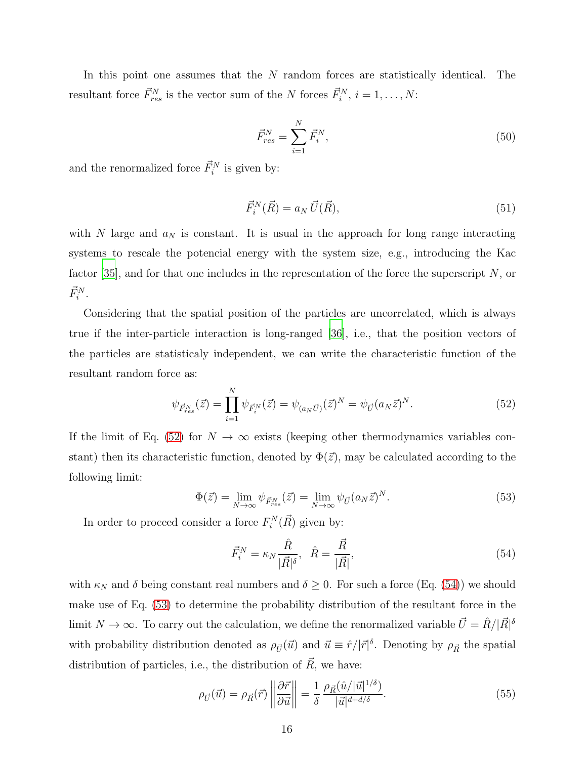In this point one assumes that the $N$ random forces are statistically identical. The resultant force $\vec{F}_{res}^N$ is the vector sum of the $N$ forces $\vec{F}_i^N$, $i = 1, \ldots, N$:

$$\vec{F}_{res}^N = \sum_{i=1}^{N} \vec{F}_i^N, \tag{50}$$

and the renormalized force $\vec{F}_i^N$ is given by:

$$\vec{F}_i^N(\vec{R}) = a_N \, \vec{U}(\vec{R}), \tag{51}$$

with $N$ large and $a_N$ is constant. It is usual in the approach for long range interacting systems to rescale the potencial energy with the system size, e.g., introducing the Kac factor [35], and for that one includes in the representation of the force the superscript $N$, or $\vec{F}_i^N$.

Considering that the spatial position of the particles are uncorrelated, which is always true if the inter-particle interaction is long-ranged [36], i.e., that the position vectors of the particles are statisticaly independent, we can write the characteristic function of the resultant random force as:

$$\psi_{\vec{F}_{res}^N}(\vec{z}) = \prod_{i=1}^{N} \psi_{\vec{F}_i^N}(\vec{z}) = \psi_{(a_N \vec{U})}(\vec{z})^N = \psi_{\vec{U}}(a_N \vec{z})^N. \tag{52}$$

If the limit of Eq. (52) for $N \to \infty$ exists (keeping other thermodynamics variables constant) then its characteristic function, denoted by $\Phi(\vec{z})$, may be calculated according to the following limit:

$$\Phi(\vec{z}) = \lim_{N \to \infty} \psi_{\vec{F}_{res}^N}(\vec{z}) = \lim_{N \to \infty} \psi_{\vec{U}}(a_N \vec{z})^N. \tag{53}$$

In order to proceed consider a force $F_i^N(\vec{R})$ given by:

$$\vec{F}_i^N = \kappa_N \frac{\hat{R}}{|\vec{R}|^\delta}, \quad \hat{R} = \frac{\vec{R}}{|\vec{R}|}, \tag{54}$$

with $\kappa_N$ and $\delta$ being constant real numbers and $\delta \geq 0$. For such a force (Eq. (54)) we should make use of Eq. (53) to determine the probability distribution of the resultant force in the limit $N \to \infty$. To carry out the calculation, we define the renormalized variable $\vec{U} = \hat{R}/|\vec{R}|^\delta$ with probability distribution denoted as $\rho_{\vec{U}}(\vec{u})$ and $\vec{u} \equiv \hat{r}/|\vec{r}|^\delta$. Denoting by $\rho_{\vec{R}}$ the spatial distribution of particles, i.e., the distribution of $\vec{R}$, we have:

$$\rho_{\vec{U}}(\vec{u}) = \rho_{\vec{R}}(\vec{r}) \left\| \frac{\partial \vec{r}}{\partial \vec{u}} \right\| = \frac{1}{\delta} \, \frac{\rho_{\vec{R}}(\hat{u}/|\vec{u}|^{1/\delta})}{|\vec{u}|^{d + d/\delta}}. \tag{55}$$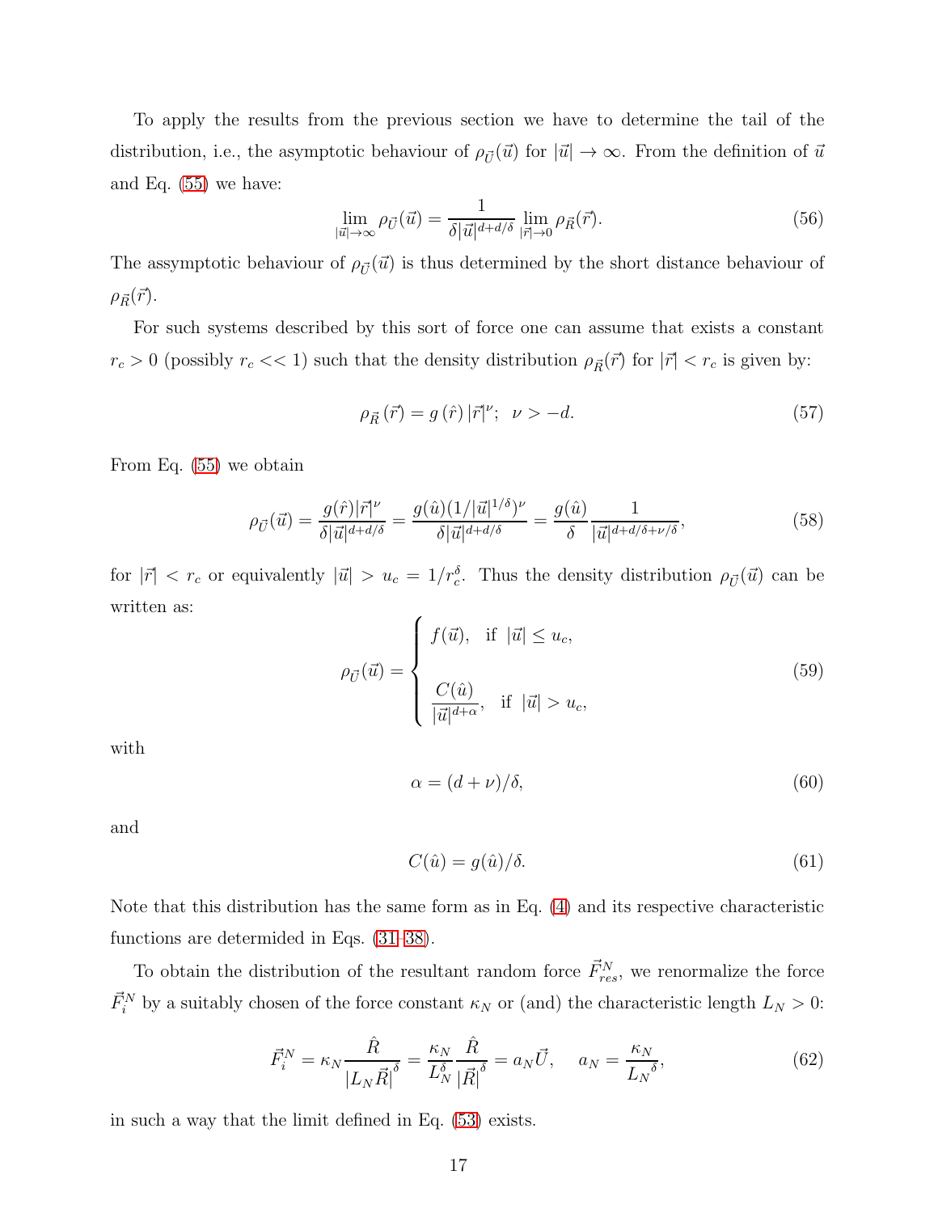To apply the results from the previous section we have to determine the tail of the distribution, i.e., the asymptotic behaviour of $\rho_{\vec{U}}(\vec{u})$ for $|\vec{u}| \to \infty$. From the definition of $\vec{u}$ and Eq. (55) we have:

$$\lim_{|\vec{u}|\to\infty} \rho_{\vec{U}}(\vec{u}) = \frac{1}{\delta |\vec{u}|^{d+d/\delta}} \lim_{|\vec{r}|\to 0} \rho_{\vec{R}}(\vec{r}). \tag{56}$$

The assymptotic behaviour of $\rho_{\vec{U}}(\vec{u})$ is thus determined by the short distance behaviour of $\rho_{\vec{R}}(\vec{r})$.

For such systems described by this sort of force one can assume that exists a constant $r_c > 0$ (possibly $r_c << 1$) such that the density distribution $\rho_{\vec{R}}(\vec{r})$ for $|\vec{r}| < r_c$ is given by:

$$\rho_{\vec{R}}(\vec{r}) = g(\hat{r})\, |\vec{r}|^{\nu}; \ \ \nu > -d. \tag{57}$$

From Eq. (55) we obtain

$$\rho_{\vec{U}}(\vec{u}) = \frac{g(\hat{r})|\vec{r}|^{\nu}}{\delta |\vec{u}|^{d+d/\delta}} = \frac{g(\hat{u})(1/|\vec{u}|^{1/\delta})^{\nu}}{\delta |\vec{u}|^{d+d/\delta}} = \frac{g(\hat{u})}{\delta} \frac{1}{|\vec{u}|^{d+d/\delta+\nu/\delta}}, \tag{58}$$

for $|\vec{r}| < r_c$ or equivalently $|\vec{u}| > u_c = 1/r_c^{\delta}$. Thus the density distribution $\rho_{\vec{U}}(\vec{u})$ can be written as:

$$\rho_{\vec{U}}(\vec{u}) = \begin{cases} f(\vec{u}), & \text{if } |\vec{u}| \leq u_c, \\[2ex] \dfrac{C(\hat{u})}{|\vec{u}|^{d+\alpha}}, & \text{if } |\vec{u}| > u_c, \end{cases} \tag{59}$$

with

$$\alpha = (d+\nu)/\delta, \tag{60}$$

and

$$C(\hat{u}) = g(\hat{u})/\delta. \tag{61}$$

Note that this distribution has the same form as in Eq. (4) and its respective characteristic functions are determided in Eqs. (31-38).

To obtain the distribution of the resultant random force $\vec{F}^N_{res}$, we renormalize the force $\vec{F}^N_i$ by a suitably chosen of the force constant $\kappa_N$ or (and) the characteristic length $L_N > 0$:

$$\vec{F}^N_i = \kappa_N \frac{\hat{R}}{|L_N \vec{R}|^{\delta}} = \frac{\kappa_N}{L_N^{\delta}} \frac{\hat{R}}{|\vec{R}|^{\delta}} = a_N \vec{U}, \quad a_N = \frac{\kappa_N}{{L_N}^{\delta}}, \tag{62}$$

in such a way that the limit defined in Eq. (53) exists.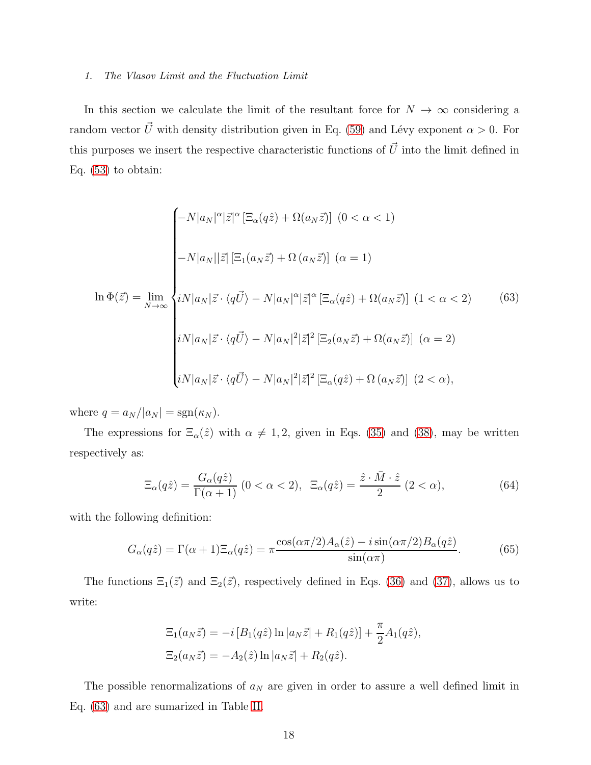### 1. The Vlasov Limit and the Fluctuation Limit

In this section we calculate the limit of the resultant force for $N \to \infty$ considering a random vector $\vec{U}$ with density distribution given in Eq. (59) and Lévy exponent $\alpha > 0$. For this purposes we insert the respective characteristic functions of $\vec{U}$ into the limit defined in Eq. (53) to obtain:

$$
\ln \Phi(\vec{z}) = \lim_{N\to\infty} \begin{cases} -N|a_N|^\alpha |\vec{z}|^\alpha \left[\Xi_\alpha(q\hat{z}) + \Omega(a_N\vec{z})\right] \ (0 < \alpha < 1) \\[2ex] -N|a_N||\vec{z}| \left[\Xi_1(a_N\vec{z}) + \Omega\left(a_N\vec{z}\right)\right] \ (\alpha = 1) \\[2ex] iN|a_N|\vec{z}\cdot\langle q\vec{U}\rangle - N|a_N|^\alpha |\vec{z}|^\alpha \left[\Xi_\alpha(q\hat{z}) + \Omega(a_N\vec{z})\right] \ (1 < \alpha < 2) \\[2ex] iN|a_N|\vec{z}\cdot\langle q\vec{U}\rangle - N|a_N|^2 |\vec{z}|^2 \left[\Xi_2(a_N\vec{z}) + \Omega(a_N\vec{z})\right] \ (\alpha = 2) \\[2ex] iN|a_N|\vec{z}\cdot\langle q\vec{U}\rangle - N|a_N|^2 |\vec{z}|^2 \left[\Xi_\alpha(q\hat{z}) + \Omega\left(a_N\vec{z}\right)\right] \ (2 < \alpha), \end{cases} \tag{63}
$$

where $q = a_N/|a_N| = \mathrm{sgn}(\kappa_N)$.

The expressions for $\Xi_\alpha(\hat{z})$ with $\alpha \neq 1, 2$, given in Eqs. (35) and (38), may be written respectively as:

$$
\Xi_\alpha(q\hat{z}) = \frac{G_\alpha(q\hat{z})}{\Gamma(\alpha+1)} \ (0 < \alpha < 2), \ \ \Xi_\alpha(q\hat{z}) = \frac{\hat{z}\cdot\bar{M}\cdot\hat{z}}{2} \ (2 < \alpha), \tag{64}
$$

with the following definition:

$$
G_\alpha(q\hat{z}) = \Gamma(\alpha+1)\Xi_\alpha(q\hat{z}) = \pi\frac{\cos(\alpha\pi/2)A_\alpha(\hat{z}) - i\sin(\alpha\pi/2)B_\alpha(q\hat{z})}{\sin(\alpha\pi)}. \tag{65}
$$

The functions $\Xi_1(\vec{z})$ and $\Xi_2(\vec{z})$, respectively defined in Eqs. (36) and (37), allows us to write:

$$
\begin{aligned}
\Xi_1(a_N\vec{z}) &= -i\left[B_1(q\hat{z})\ln|a_N\vec{z}| + R_1(q\hat{z})\right] + \frac{\pi}{2}A_1(q\hat{z}), \\
\Xi_2(a_N\vec{z}) &= -A_2(\hat{z})\ln|a_N\vec{z}| + R_2(q\hat{z}).
\end{aligned}
$$

The possible renormalizations of $a_N$ are given in order to assure a well defined limit in Eq. (63) and are sumarized in Table II.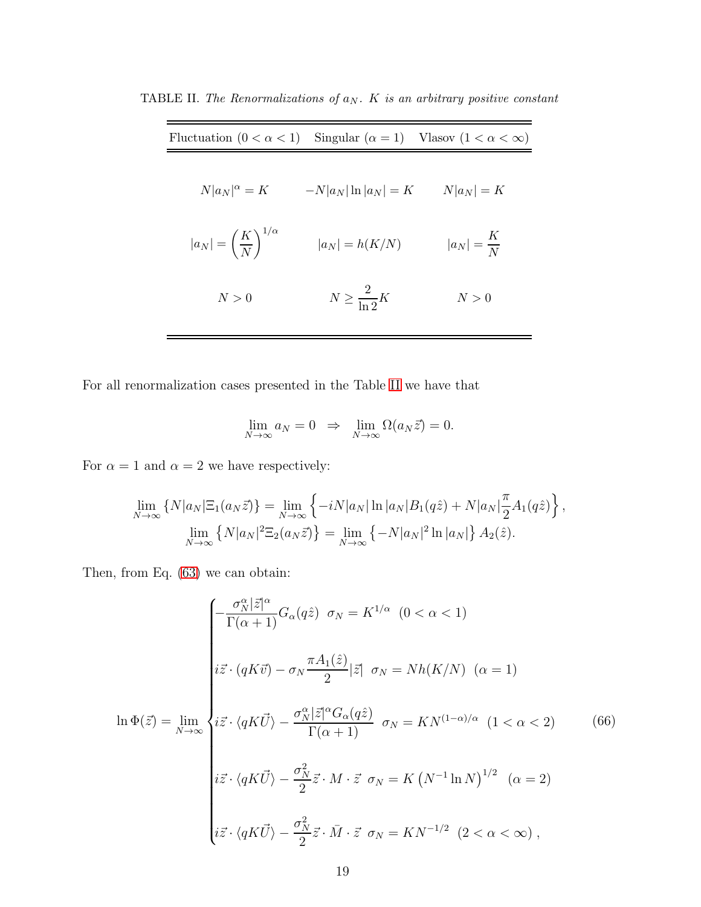TABLE II. *The Renormalizations of $a_N$. $K$ is an arbitrary positive constant*

| Fluctuation ($0<\alpha<1$) | Singular ($\alpha=1$) | Vlasov ($1<\alpha<\infty$) |
|---|---|---|
| $N\|a_N\|^\alpha = K$ | $-N\|a_N\|\ln\|a_N\| = K$ | $N\|a_N\| = K$ |
| $\|a_N\| = \left(\dfrac{K}{N}\right)^{1/\alpha}$ | $\|a_N\| = h(K/N)$ | $\|a_N\| = \dfrac{K}{N}$ |
| $N>0$ | $N \geq \dfrac{2}{\ln 2}K$ | $N>0$ |

For all renormalization cases presented in the Table II we have that

$$\lim_{N\to\infty} a_N = 0 \;\;\Rightarrow\;\; \lim_{N\to\infty}\Omega(a_N\vec{z}) = 0.$$

For $\alpha=1$ and $\alpha=2$ we have respectively:

$$\lim_{N\to\infty}\left\{N|a_N|\Xi_1(a_N\vec{z})\right\} = \lim_{N\to\infty}\left\{-iN|a_N|\ln|a_N|B_1(q\hat{z}) + N|a_N|\frac{\pi}{2}A_1(q\hat{z})\right\},$$
$$\lim_{N\to\infty}\left\{N|a_N|^2\Xi_2(a_N\vec{z})\right\} = \lim_{N\to\infty}\left\{-N|a_N|^2\ln|a_N|\right\}A_2(\hat{z}).$$

Then, from Eq. (63) we can obtain:

$$\ln\Phi(\vec{z}) = \lim_{N\to\infty}\begin{cases} -\dfrac{\sigma_N^\alpha|\vec{z}|^\alpha}{\Gamma(\alpha+1)}G_\alpha(q\hat{z}) \;\; \sigma_N = K^{1/\alpha} \;\; (0<\alpha<1) \\[2ex] i\vec{z}\cdot(qK\vec{v}) - \sigma_N\dfrac{\pi A_1(\hat{z})}{2}|\vec{z}| \;\; \sigma_N = Nh(K/N) \;\; (\alpha=1) \\[2ex] i\vec{z}\cdot\langle qK\vec{U}\rangle - \dfrac{\sigma_N^\alpha|\vec{z}|^\alpha G_\alpha(q\hat{z})}{\Gamma(\alpha+1)} \;\; \sigma_N = KN^{(1-\alpha)/\alpha} \;\; (1<\alpha<2) \\[2ex] i\vec{z}\cdot\langle qK\vec{U}\rangle - \dfrac{\sigma_N^2}{2}\vec{z}\cdot M\cdot\vec{z} \;\; \sigma_N = K\left(N^{-1}\ln N\right)^{1/2} \;\; (\alpha=2) \\[2ex] i\vec{z}\cdot\langle qK\vec{U}\rangle - \dfrac{\sigma_N^2}{2}\vec{z}\cdot\bar{M}\cdot\vec{z} \;\; \sigma_N = KN^{-1/2} \;\; (2<\alpha<\infty)\,, \end{cases} \tag{66}$$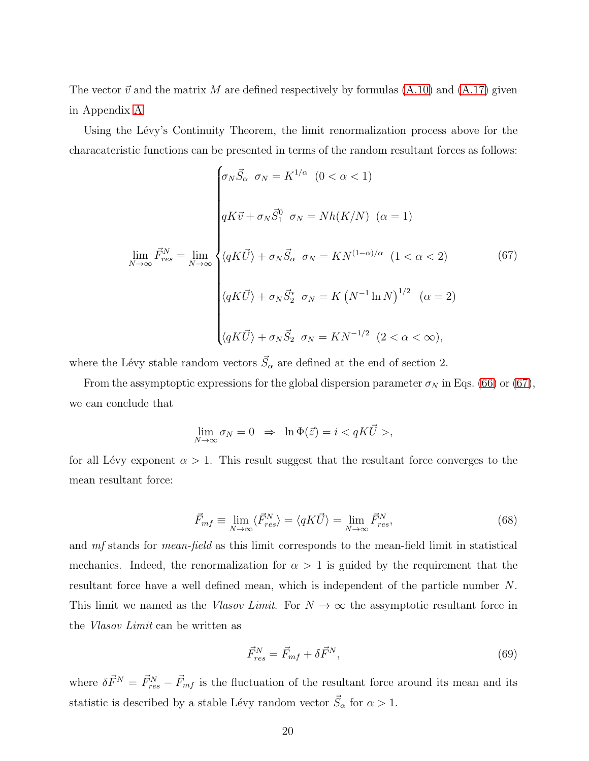The vector $\vec{v}$ and the matrix $M$ are defined respectively by formulas (A.10) and (A.17) given in Appendix A

Using the Lévy's Continuity Theorem, the limit renormalization process above for the characateristic functions can be presented in terms of the random resultant forces as follows:

$$
\lim_{N\to\infty} \vec{F}^N_{res} = \lim_{N\to\infty} \begin{cases} \sigma_N \vec{S}_\alpha \;\; \sigma_N = K^{1/\alpha} \;\; (0<\alpha<1) \\ \\ qK\vec{v} + \sigma_N \vec{S}^0_1 \;\; \sigma_N = Nh(K/N) \;\; (\alpha = 1) \\ \\ \langle qK\vec{U}\rangle + \sigma_N \vec{S}_\alpha \;\; \sigma_N = KN^{(1-\alpha)/\alpha} \;\; (1<\alpha<2) \\ \\ \langle qK\vec{U}\rangle + \sigma_N \vec{S}^*_2 \;\; \sigma_N = K\left(N^{-1}\ln N\right)^{1/2} \;\; (\alpha = 2) \\ \\ \langle qK\vec{U}\rangle + \sigma_N \vec{S}_2 \;\; \sigma_N = KN^{-1/2} \;\; (2<\alpha<\infty), \end{cases} \tag{67}
$$

where the Lévy stable random vectors $\vec{S}_\alpha$ are defined at the end of section 2.

From the assymptoptic expressions for the global dispersion parameter $\sigma_N$ in Eqs. (66) or (67), we can conclude that

$$
\lim_{N\to\infty} \sigma_N = 0 \;\; \Rightarrow \;\; \ln \Phi(\vec{z}) = i < qK\vec{U} >,
$$

for all Lévy exponent $\alpha > 1$. This result suggest that the resultant force converges to the mean resultant force:

$$
\vec{F}_{mf} \equiv \lim_{N\to\infty} \langle \vec{F}^N_{res} \rangle = \langle qK\vec{U} \rangle = \lim_{N\to\infty} \vec{F}^N_{res}, \tag{68}
$$

and *mf* stands for *mean-field* as this limit corresponds to the mean-field limit in statistical mechanics. Indeed, the renormalization for $\alpha > 1$ is guided by the requirement that the resultant force have a well defined mean, which is independent of the particle number $N$. This limit we named as the *Vlasov Limit*. For $N \to \infty$ the assymptotic resultant force in the *Vlasov Limit* can be written as

$$
\vec{F}^N_{res} = \vec{F}_{mf} + \delta \vec{F}^N, \tag{69}
$$

where $\delta \vec{F}^N = \vec{F}^N_{res} - \vec{F}_{mf}$ is the fluctuation of the resultant force around its mean and its statistic is described by a stable Lévy random vector $\vec{S}_\alpha$ for $\alpha > 1$.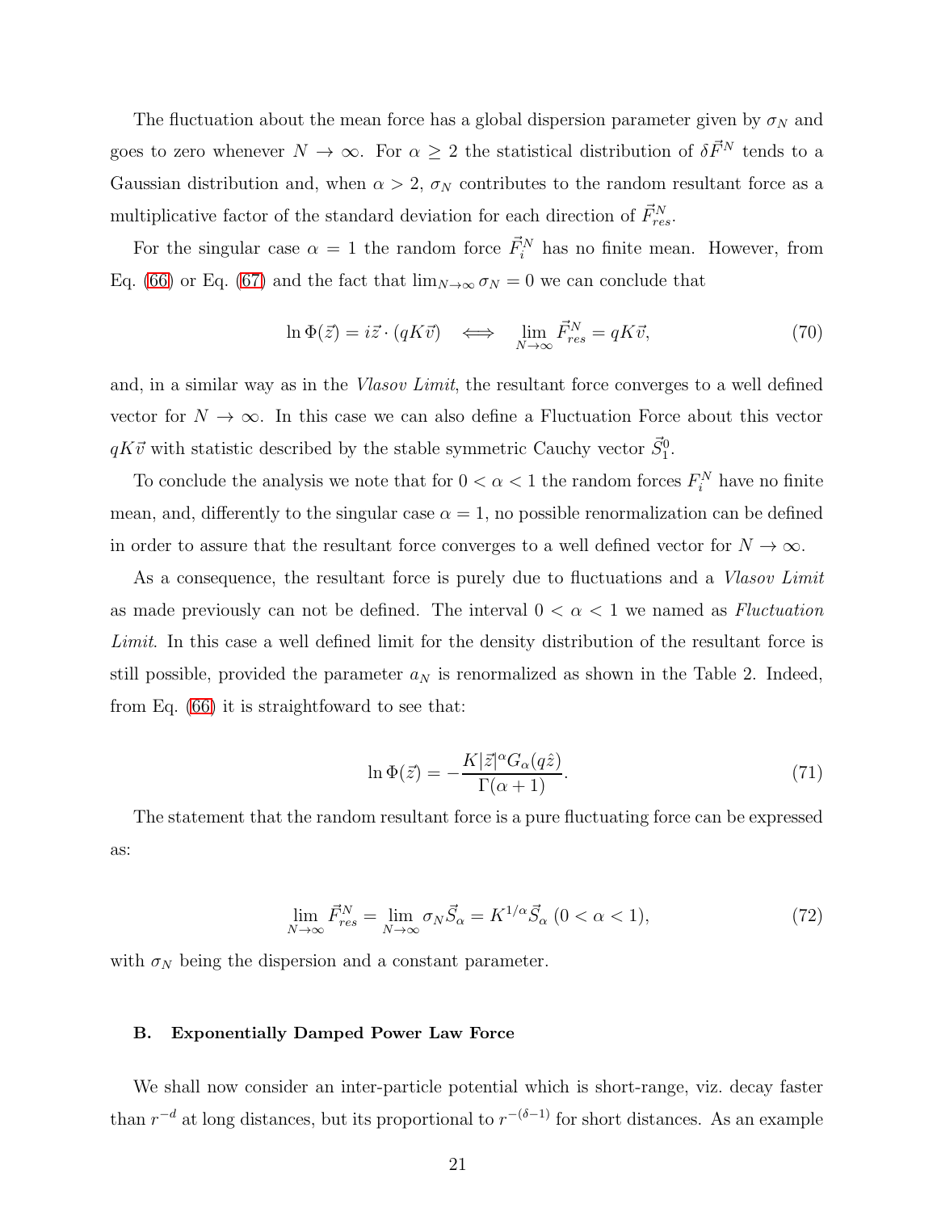The fluctuation about the mean force has a global dispersion parameter given by $\sigma_N$ and goes to zero whenever $N \to \infty$. For $\alpha \geq 2$ the statistical distribution of $\delta \vec{F}^N$ tends to a Gaussian distribution and, when $\alpha > 2$, $\sigma_N$ contributes to the random resultant force as a multiplicative factor of the standard deviation for each direction of $\vec{F}^N_{res}$.

For the singular case $\alpha = 1$ the random force $\vec{F}^N_i$ has no finite mean. However, from Eq. (66) or Eq. (67) and the fact that $\lim_{N\to\infty} \sigma_N = 0$ we can conclude that

$$\ln \Phi(\vec{z}) = i\vec{z} \cdot (qK\vec{v}) \quad \Longleftrightarrow \quad \lim_{N\to\infty} \vec{F}^N_{res} = qK\vec{v}, \tag{70}$$

and, in a similar way as in the *Vlasov Limit*, the resultant force converges to a well defined vector for $N \to \infty$. In this case we can also define a Fluctuation Force about this vector $qK\vec{v}$ with statistic described by the stable symmetric Cauchy vector $\vec{S}^0_1$.

To conclude the analysis we note that for $0 < \alpha < 1$ the random forces $F^N_i$ have no finite mean, and, differently to the singular case $\alpha = 1$, no possible renormalization can be defined in order to assure that the resultant force converges to a well defined vector for $N \to \infty$.

As a consequence, the resultant force is purely due to fluctuations and a *Vlasov Limit* as made previously can not be defined. The interval $0 < \alpha < 1$ we named as *Fluctuation Limit*. In this case a well defined limit for the density distribution of the resultant force is still possible, provided the parameter $a_N$ is renormalized as shown in the Table 2. Indeed, from Eq. (66) it is straightfoward to see that:

$$\ln \Phi(\vec{z}) = -\frac{K|\vec{z}|^{\alpha} G_{\alpha}(q\hat{z})}{\Gamma(\alpha + 1)}. \tag{71}$$

The statement that the random resultant force is a pure fluctuating force can be expressed as:

$$\lim_{N\to\infty} \vec{F}^N_{res} = \lim_{N\to\infty} \sigma_N \vec{S}_{\alpha} = K^{1/\alpha} \vec{S}_{\alpha} \ (0 < \alpha < 1), \tag{72}$$

with $\sigma_N$ being the dispersion and a constant parameter.

### B. Exponentially Damped Power Law Force

We shall now consider an inter-particle potential which is short-range, viz. decay faster than $r^{-d}$ at long distances, but its proportional to $r^{-(\delta-1)}$ for short distances. As an example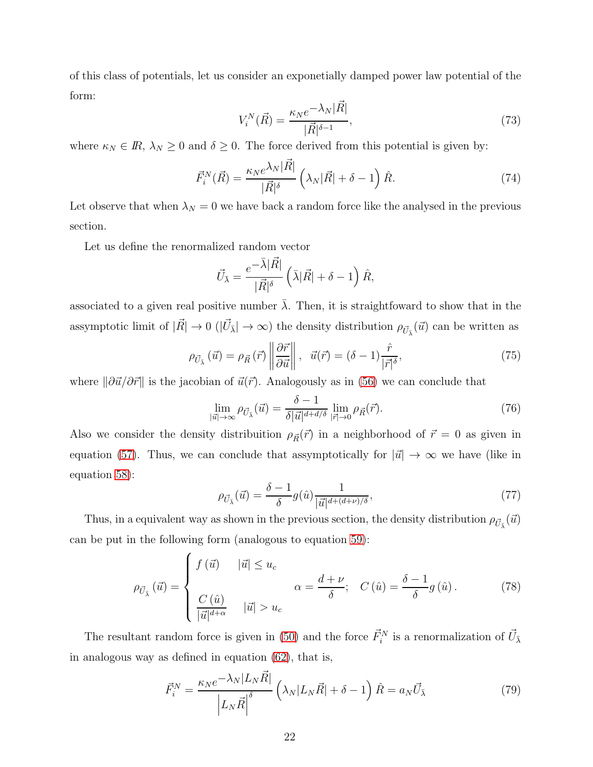of this class of potentials, let us consider an exponetially damped power law potential of the form:

$$V_i^N(\vec{R}) = \frac{\kappa_N e^{-\lambda_N |\vec{R}|}}{|\vec{R}|^{\delta-1}}, \tag{73}$$

where $\kappa_N \in I\!\!R$, $\lambda_N \geq 0$ and $\delta \geq 0$. The force derived from this potential is given by:

$$\vec{F}_i^N(\vec{R}) = \frac{\kappa_N e^{\lambda_N |\vec{R}|}}{|\vec{R}|^{\delta}} \left( \lambda_N |\vec{R}| + \delta - 1 \right) \hat{R}. \tag{74}$$

Let observe that when $\lambda_N = 0$ we have back a random force like the analysed in the previous section.

Let us define the renormalized random vector

$$\vec{U}_{\bar{\lambda}} = \frac{e^{-\bar{\lambda}|\vec{R}|}}{|\vec{R}|^{\delta}} \left( \bar{\lambda}|\vec{R}| + \delta - 1 \right) \hat{R},$$

associated to a given real positive number $\bar{\lambda}$. Then, it is straightfoward to show that in the assymptotic limit of $|\vec{R}| \to 0$ ($|\vec{U}_{\bar{\lambda}}| \to \infty$) the density distribution $\rho_{\vec{U}_{\bar{\lambda}}}(\vec{u})$ can be written as

$$\rho_{\vec{U}_{\bar{\lambda}}}(\vec{u}) = \rho_{\vec{R}}(\vec{r}) \left\| \frac{\partial \vec{r}}{\partial \vec{u}} \right\|, \quad \vec{u}(\vec{r}) = (\delta - 1) \frac{\hat{r}}{|\vec{r}|^{\delta}}, \tag{75}$$

where $\|\partial \vec{u} / \partial \vec{r}\|$ is the jacobian of $\vec{u}(\vec{r})$. Analogously as in (56) we can conclude that

$$\lim_{|\vec{u}| \to \infty} \rho_{\vec{U}_{\bar{\lambda}}}(\vec{u}) = \frac{\delta - 1}{\delta |\vec{u}|^{d + d/\delta}} \lim_{|\vec{r}| \to 0} \rho_{\vec{R}}(\vec{r}). \tag{76}$$

Also we consider the density distribuition $\rho_{\vec{R}}(\vec{r})$ in a neighborhood of $\vec{r} = 0$ as given in equation (57). Thus, we can conclude that assymptotically for $|\vec{u}| \to \infty$ we have (like in equation 58):

$$\rho_{\vec{U}_{\bar{\lambda}}}(\vec{u}) = \frac{\delta - 1}{\delta} g(\hat{u}) \frac{1}{|\vec{u}|^{d + (d+\nu)/\delta}}, \tag{77}$$

Thus, in a equivalent way as shown in the previous section, the density distribution $\rho_{\vec{U}_{\bar{\lambda}}}(\vec{u})$ can be put in the following form (analogous to equation 59):

$$\rho_{\vec{U}_{\bar{\lambda}}}(\vec{u}) = \begin{cases} f(\vec{u}) & |\vec{u}| \leq u_c \\ \\ \dfrac{C(\hat{u})}{|\vec{u}|^{d+\alpha}} & |\vec{u}| > u_c \end{cases} \quad \alpha = \frac{d+\nu}{\delta}; \quad C(\hat{u}) = \frac{\delta - 1}{\delta} g(\hat{u}). \tag{78}$$

The resultant random force is given in (50) and the force $\vec{F}_i^N$ is a renormalization of $\vec{U}_{\bar{\lambda}}$ in analogous way as defined in equation (62), that is,

$$\vec{F}_i^N = \frac{\kappa_N e^{-\lambda_N |L_N \vec{R}|}}{\left| L_N \vec{R} \right|^{\delta}} \left( \lambda_N |L_N \vec{R}| + \delta - 1 \right) \hat{R} = a_N \vec{U}_{\bar{\lambda}} \tag{79}$$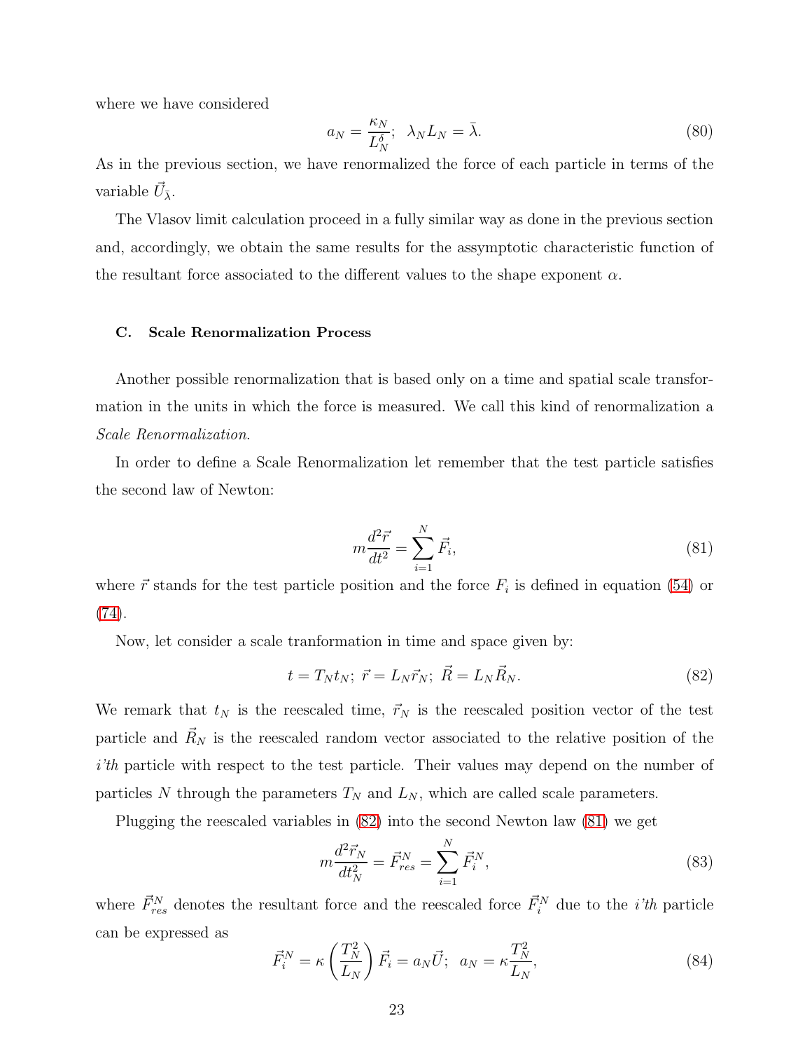where we have considered

$$a_N = \frac{\kappa_N}{L_N^{\delta}}; \;\; \lambda_N L_N = \bar{\lambda}. \tag{80}$$

As in the previous section, we have renormalized the force of each particle in terms of the variable $\vec{U}_{\bar{\lambda}}$.

The Vlasov limit calculation proceed in a fully similar way as done in the previous section and, accordingly, we obtain the same results for the assymptotic characteristic function of the resultant force associated to the different values to the shape exponent $\alpha$.

### C. Scale Renormalization Process

Another possible renormalization that is based only on a time and spatial scale transformation in the units in which the force is measured. We call this kind of renormalization a *Scale Renormalization*.

In order to define a Scale Renormalization let remember that the test particle satisfies the second law of Newton:

$$m\frac{d^2\vec{r}}{dt^2} = \sum_{i=1}^{N} \vec{F}_i, \tag{81}$$

where $\vec{r}$ stands for the test particle position and the force $F_i$ is defined in equation (54) or (74).

Now, let consider a scale tranformation in time and space given by:

$$t = T_N t_N; \; \vec{r} = L_N \vec{r}_N; \; \vec{R} = L_N \vec{R}_N. \tag{82}$$

We remark that $t_N$ is the reescaled time, $\vec{r}_N$ is the reescaled position vector of the test particle and $\vec{R}_N$ is the reescaled random vector associated to the relative position of the *i'th* particle with respect to the test particle. Their values may depend on the number of particles $N$ through the parameters $T_N$ and $L_N$, which are called scale parameters.

Plugging the reescaled variables in (82) into the second Newton law (81) we get

$$m\frac{d^2\vec{r}_N}{dt_N^2} = \vec{F}^N_{res} = \sum_{i=1}^{N} \vec{F}^N_i, \tag{83}$$

where $\vec{F}^N_{res}$ denotes the resultant force and the reescaled force $\vec{F}^N_i$ due to the *i'th* particle can be expressed as

$$\vec{F}^N_i = \kappa \left(\frac{T_N^2}{L_N}\right) \vec{F}_i = a_N \vec{U}; \;\; a_N = \kappa \frac{T_N^2}{L_N}, \tag{84}$$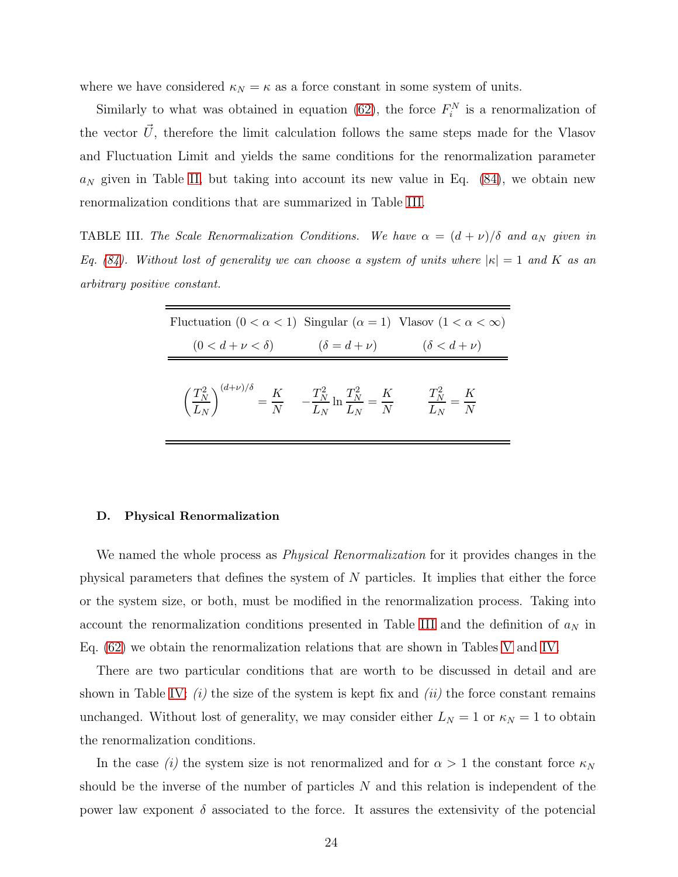where we have considered $\kappa_N = \kappa$ as a force constant in some system of units.

Similarly to what was obtained in equation (62), the force $F_i^N$ is a renormalization of the vector $\vec{U}$, therefore the limit calculation follows the same steps made for the Vlasov and Fluctuation Limit and yields the same conditions for the renormalization parameter $a_N$ given in Table II, but taking into account its new value in Eq. (84), we obtain new renormalization conditions that are summarized in Table III.

TABLE III. *The Scale Renormalization Conditions. We have $\alpha = (d+\nu)/\delta$ and $a_N$ given in Eq. (84). Without lost of generality we can choose a system of units where $|\kappa| = 1$ and $K$ as an arbitrary positive constant.*

| Fluctuation ($0 < \alpha < 1$) ($0 < d+\nu < \delta$) | Singular ($\alpha = 1$) ($\delta = d+\nu$) | Vlasov ($1 < \alpha < \infty$) ($\delta < d+\nu$) |
|---|---|---|
| $\left(\dfrac{T_N^2}{L_N}\right)^{(d+\nu)/\delta} = \dfrac{K}{N}$ | $-\dfrac{T_N^2}{L_N}\ln\dfrac{T_N^2}{L_N} = \dfrac{K}{N}$ | $\dfrac{T_N^2}{L_N} = \dfrac{K}{N}$ |

### D. Physical Renormalization

We named the whole process as *Physical Renormalization* for it provides changes in the physical parameters that defines the system of $N$ particles. It implies that either the force or the system size, or both, must be modified in the renormalization process. Taking into account the renormalization conditions presented in Table III and the definition of $a_N$ in Eq. (62) we obtain the renormalization relations that are shown in Tables V and IV.

There are two particular conditions that are worth to be discussed in detail and are shown in Table IV: *(i)* the size of the system is kept fix and *(ii)* the force constant remains unchanged. Without lost of generality, we may consider either $L_N = 1$ or $\kappa_N = 1$ to obtain the renormalization conditions.

In the case *(i)* the system size is not renormalized and for $\alpha > 1$ the constant force $\kappa_N$ should be the inverse of the number of particles $N$ and this relation is independent of the power law exponent $\delta$ associated to the force. It assures the extensivity of the potencial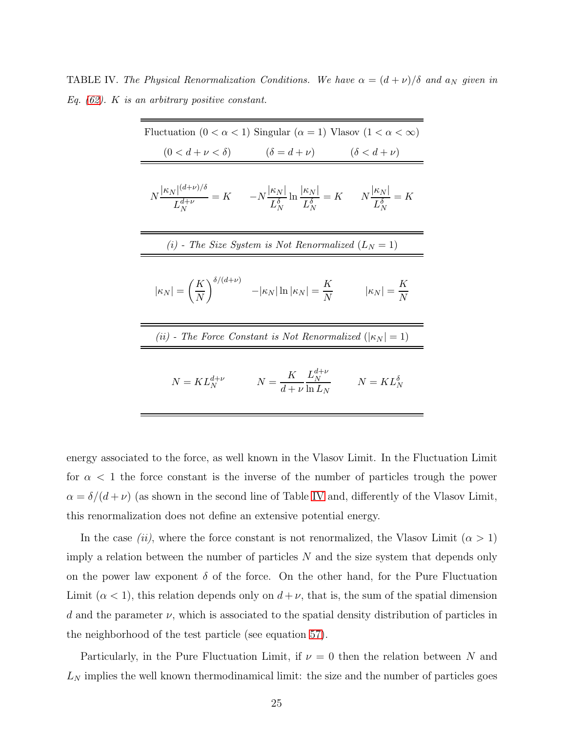TABLE IV. *The Physical Renormalization Conditions. We have $\alpha = (d+\nu)/\delta$ and $a_N$ given in Eq. (62). $K$ is an arbitrary positive constant.*

| Fluctuation ($0 < \alpha < 1$) ($0 < d+\nu < \delta$) | Singular ($\alpha = 1$) ($\delta = d+\nu$) | Vlasov ($1 < \alpha < \infty$) ($\delta < d+\nu$) |
|---|---|---|
| $N\dfrac{\lvert\kappa_N\rvert^{(d+\nu)/\delta}}{L_N^{d+\nu}} = K$ | $-N\dfrac{\lvert\kappa_N\rvert}{L_N^{\delta}}\ln\dfrac{\lvert\kappa_N\rvert}{L_N^{\delta}} = K$ | $N\dfrac{\lvert\kappa_N\rvert}{L_N^{\delta}} = K$ |
| *(i) - The Size System is Not Renormalized ($L_N = 1$)* | | |
| $\lvert\kappa_N\rvert = \left(\dfrac{K}{N}\right)^{\delta/(d+\nu)}$ | $-\lvert\kappa_N\rvert \ln \lvert\kappa_N\rvert = \dfrac{K}{N}$ | $\lvert\kappa_N\rvert = \dfrac{K}{N}$ |
| *(ii) - The Force Constant is Not Renormalized ($\lvert\kappa_N\rvert = 1$)* | | |
| $N = K L_N^{d+\nu}$ | $N = \dfrac{K}{d+\nu}\dfrac{L_N^{d+\nu}}{\ln L_N}$ | $N = K L_N^{\delta}$ |

energy associated to the force, as well known in the Vlasov Limit. In the Fluctuation Limit for $\alpha < 1$ the force constant is the inverse of the number of particles trough the power $\alpha = \delta/(d+\nu)$ (as shown in the second line of Table IV and, differently of the Vlasov Limit, this renormalization does not define an extensive potential energy.

In the case *(ii)*, where the force constant is not renormalized, the Vlasov Limit ($\alpha > 1$) imply a relation between the number of particles $N$ and the size system that depends only on the power law exponent $\delta$ of the force. On the other hand, for the Pure Fluctuation Limit ($\alpha < 1$), this relation depends only on $d + \nu$, that is, the sum of the spatial dimension $d$ and the parameter $\nu$, which is associated to the spatial density distribution of particles in the neighborhood of the test particle (see equation 57).

Particularly, in the Pure Fluctuation Limit, if $\nu = 0$ then the relation between $N$ and $L_N$ implies the well known thermodinamical limit: the size and the number of particles goes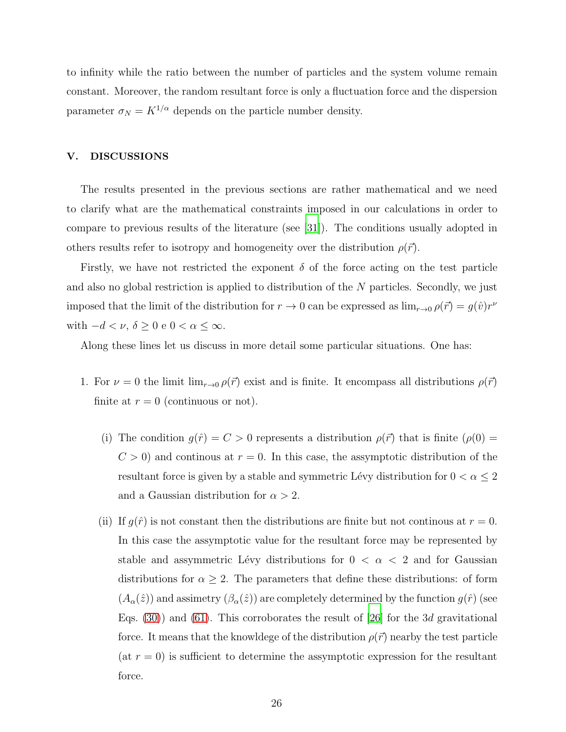to infinity while the ratio between the number of particles and the system volume remain constant. Moreover, the random resultant force is only a fluctuation force and the dispersion parameter $\sigma_N = K^{1/\alpha}$ depends on the particle number density.

## V. DISCUSSIONS

The results presented in the previous sections are rather mathematical and we need to clarify what are the mathematical constraints imposed in our calculations in order to compare to previous results of the literature (see [31]). The conditions usually adopted in others results refer to isotropy and homogeneity over the distribution $\rho(\vec{r})$.

Firstly, we have not restricted the exponent $\delta$ of the force acting on the test particle and also no global restriction is applied to distribution of the $N$ particles. Secondly, we just imposed that the limit of the distribution for $r \to 0$ can be expressed as $\lim_{r\to 0} \rho(\vec{r}) = g(\hat{v}) r^{\nu}$ with $-d < \nu$, $\delta \geq 0$ e $0 < \alpha \leq \infty$.

Along these lines let us discuss in more detail some particular situations. One has:

1. For $\nu = 0$ the limit $\lim_{r\to 0} \rho(\vec{r})$ exist and is finite. It encompass all distributions $\rho(\vec{r})$ finite at $r = 0$ (continuous or not).

   (i) The condition $g(\hat{r}) = C > 0$ represents a distribution $\rho(\vec{r})$ that is finite ($\rho(0) = C > 0$) and continous at $r = 0$. In this case, the assymptotic distribution of the resultant force is given by a stable and symmetric Lévy distribution for $0 < \alpha \leq 2$ and a Gaussian distribution for $\alpha > 2$.

   (ii) If $g(\hat{r})$ is not constant then the distributions are finite but not continous at $r = 0$. In this case the assymptotic value for the resultant force may be represented by stable and assymmetric Lévy distributions for $0 < \alpha < 2$ and for Gaussian distributions for $\alpha \geq 2$. The parameters that define these distributions: of form $(A_\alpha(\hat{z}))$ and assimetry $(\beta_\alpha(\hat{z}))$ are completely determined by the function $g(\hat{r})$ (see Eqs. (30)) and (61). This corroborates the result of [26] for the $3d$ gravitational force. It means that the knowldege of the distribution $\rho(\vec{r})$ nearby the test particle (at $r = 0$) is sufficient to determine the assymptotic expression for the resultant force.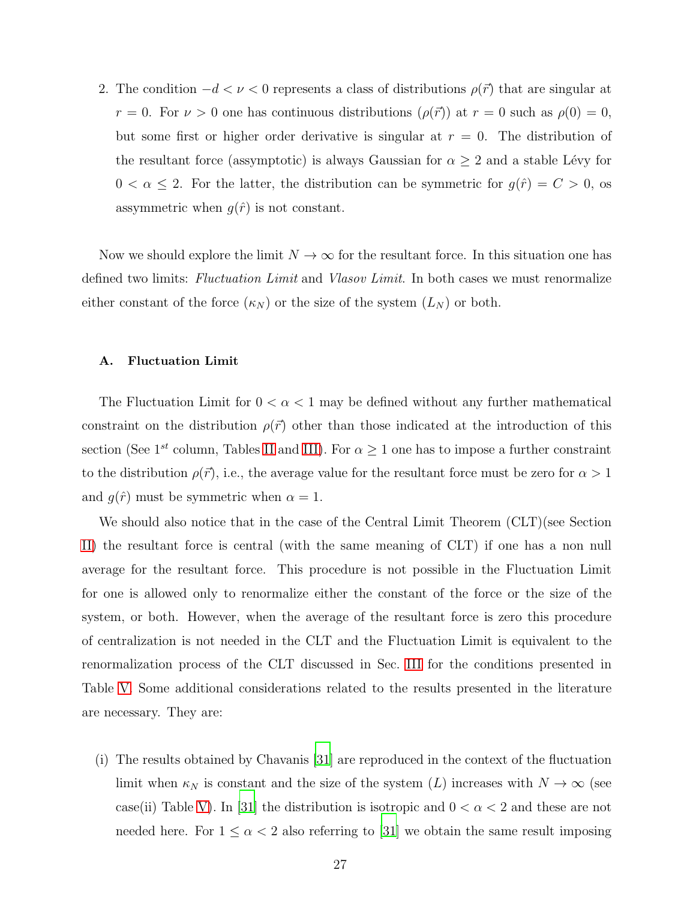2. The condition $-d < \nu < 0$ represents a class of distributions $\rho(\vec{r})$ that are singular at $r = 0$. For $\nu > 0$ one has continuous distributions ($\rho(\vec{r})$) at $r = 0$ such as $\rho(0) = 0$, but some first or higher order derivative is singular at $r = 0$. The distribution of the resultant force (assymptotic) is always Gaussian for $\alpha \geq 2$ and a stable Lévy for $0 < \alpha \leq 2$. For the latter, the distribution can be symmetric for $g(\hat{r}) = C > 0$, os assymmetric when $g(\hat{r})$ is not constant.

Now we should explore the limit $N \to \infty$ for the resultant force. In this situation one has defined two limits: *Fluctuation Limit* and *Vlasov Limit*. In both cases we must renormalize either constant of the force ($\kappa_N$) or the size of the system ($L_N$) or both.

### A. Fluctuation Limit

The Fluctuation Limit for $0 < \alpha < 1$ may be defined without any further mathematical constraint on the distribution $\rho(\vec{r})$ other than those indicated at the introduction of this section (See $1^{st}$ column, Tables II and III). For $\alpha \geq 1$ one has to impose a further constraint to the distribution $\rho(\vec{r})$, i.e., the average value for the resultant force must be zero for $\alpha > 1$ and $g(\hat{r})$ must be symmetric when $\alpha = 1$.

We should also notice that in the case of the Central Limit Theorem (CLT)(see Section II) the resultant force is central (with the same meaning of CLT) if one has a non null average for the resultant force. This procedure is not possible in the Fluctuation Limit for one is allowed only to renormalize either the constant of the force or the size of the system, or both. However, when the average of the resultant force is zero this procedure of centralization is not needed in the CLT and the Fluctuation Limit is equivalent to the renormalization process of the CLT discussed in Sec. III for the conditions presented in Table V. Some additional considerations related to the results presented in the literature are necessary. They are:

(i) The results obtained by Chavanis [31] are reproduced in the context of the fluctuation limit when $\kappa_N$ is constant and the size of the system ($L$) increases with $N \to \infty$ (see case(ii) Table V). In [31] the distribution is isotropic and $0 < \alpha < 2$ and these are not needed here. For $1 \leq \alpha < 2$ also referring to [31] we obtain the same result imposing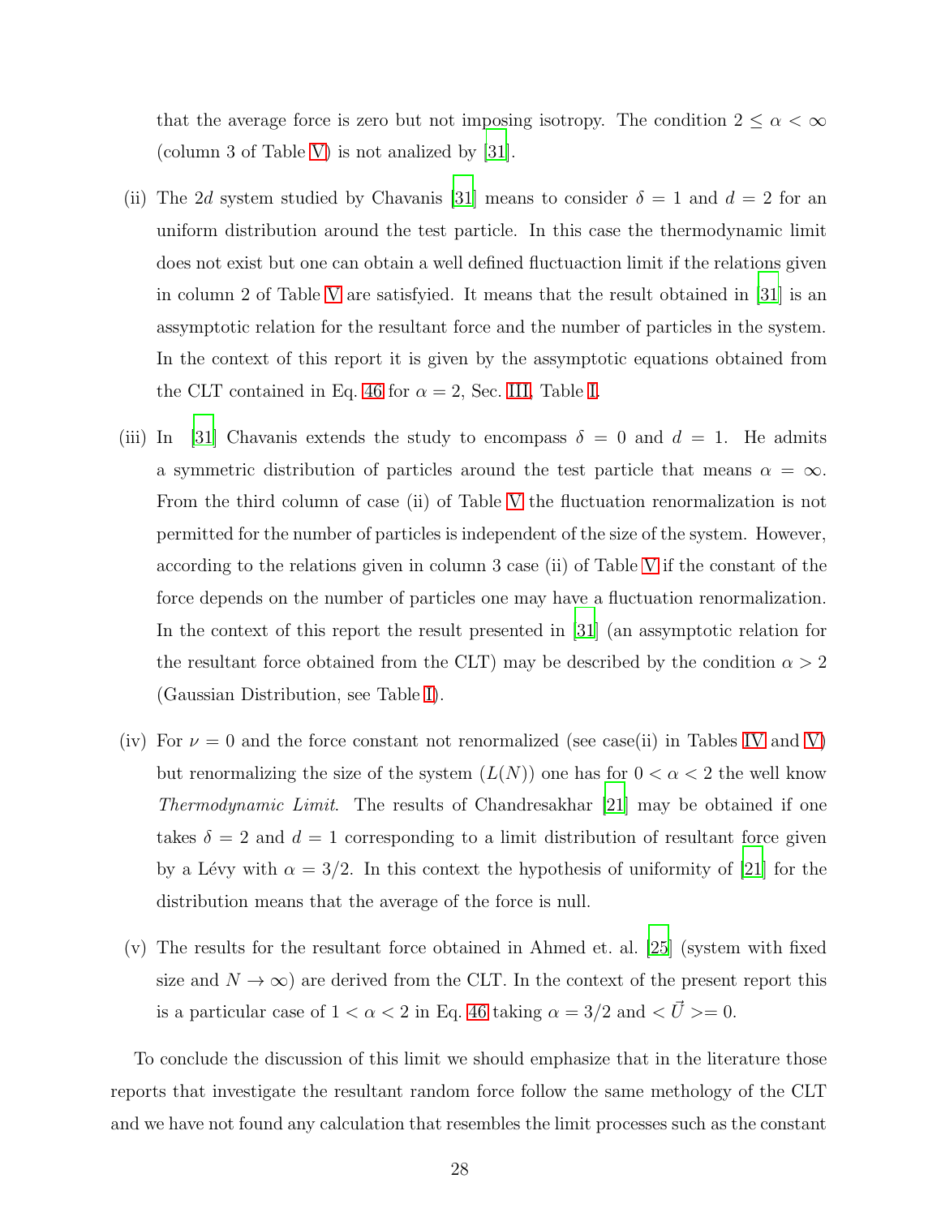that the average force is zero but not imposing isotropy. The condition $2 \leq \alpha < \infty$ (column 3 of Table V) is not analized by [31].

(ii) The $2d$ system studied by Chavanis [31] means to consider $\delta = 1$ and $d = 2$ for an uniform distribution around the test particle. In this case the thermodynamic limit does not exist but one can obtain a well defined fluctuaction limit if the relations given in column 2 of Table V are satisfyied. It means that the result obtained in [31] is an assymptotic relation for the resultant force and the number of particles in the system. In the context of this report it is given by the assymptotic equations obtained from the CLT contained in Eq. 46 for $\alpha = 2$, Sec. III, Table I.

(iii) In [31] Chavanis extends the study to encompass $\delta = 0$ and $d = 1$. He admits a symmetric distribution of particles around the test particle that means $\alpha = \infty$. From the third column of case (ii) of Table V the fluctuation renormalization is not permitted for the number of particles is independent of the size of the system. However, according to the relations given in column 3 case (ii) of Table V if the constant of the force depends on the number of particles one may have a fluctuation renormalization. In the context of this report the result presented in [31] (an assymptotic relation for the resultant force obtained from the CLT) may be described by the condition $\alpha > 2$ (Gaussian Distribution, see Table I).

(iv) For $\nu = 0$ and the force constant not renormalized (see case(ii) in Tables IV and V) but renormalizing the size of the system ($L(N)$) one has for $0 < \alpha < 2$ the well know *Thermodynamic Limit*. The results of Chandresakhar [21] may be obtained if one takes $\delta = 2$ and $d = 1$ corresponding to a limit distribution of resultant force given by a Lévy with $\alpha = 3/2$. In this context the hypothesis of uniformity of [21] for the distribution means that the average of the force is null.

(v) The results for the resultant force obtained in Ahmed et. al. [25] (system with fixed size and $N \to \infty$) are derived from the CLT. In the context of the present report this is a particular case of $1 < \alpha < 2$ in Eq. 46 taking $\alpha = 3/2$ and $<\vec{U}>= 0$.

To conclude the discussion of this limit we should emphasize that in the literature those reports that investigate the resultant random force follow the same methology of the CLT and we have not found any calculation that resembles the limit processes such as the constant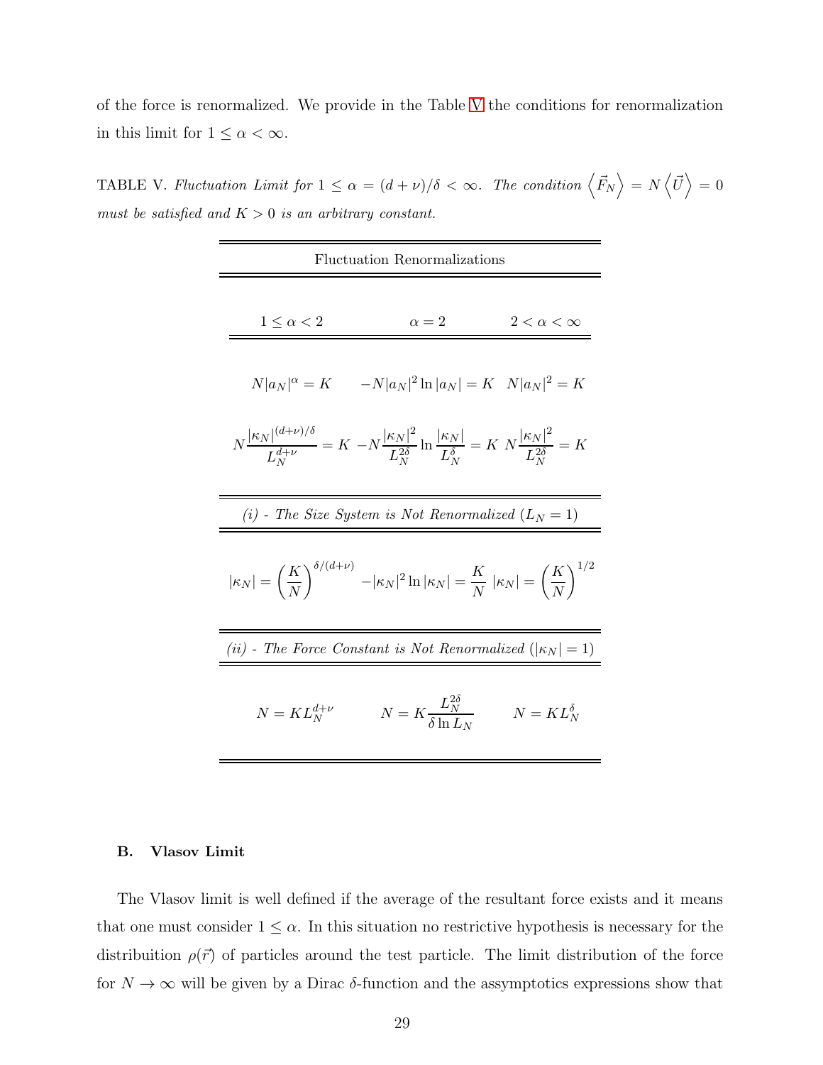of the force is renormalized. We provide in the Table V the conditions for renormalization in this limit for $1 \leq \alpha < \infty$.

TABLE V. *Fluctuation Limit for* $1 \leq \alpha = (d+\nu)/\delta < \infty$. *The condition* $\left\langle \vec{F}_N \right\rangle = N \left\langle \vec{U} \right\rangle = 0$ *must be satisfied and* $K > 0$ *is an arbitrary constant.*

| Fluctuation Renormalizations | | |
|---|---|---|
| $1 \leq \alpha < 2$ | $\alpha = 2$ | $2 < \alpha < \infty$ |
| $N\|a_N\|^\alpha = K$ | $-N\|a_N\|^2 \ln \|a_N\| = K$ | $N\|a_N\|^2 = K$ |
| $N\dfrac{\|\kappa_N\|^{(d+\nu)/\delta}}{L_N^{d+\nu}} = K$ | $-N\dfrac{\|\kappa_N\|^2}{L_N^{2\delta}} \ln \dfrac{\|\kappa_N\|}{L_N^{\delta}} = K$ | $N\dfrac{\|\kappa_N\|^2}{L_N^{2\delta}} = K$ |
| *(i) - The Size System is Not Renormalized* ($L_N = 1$) | | |
| $\|\kappa_N\| = \left(\dfrac{K}{N}\right)^{\delta/(d+\nu)}$ | $-\|\kappa_N\|^2 \ln \|\kappa_N\| = \dfrac{K}{N}$ | $\|\kappa_N\| = \left(\dfrac{K}{N}\right)^{1/2}$ |
| *(ii) - The Force Constant is Not Renormalized* ($\|\kappa_N\| = 1$) | | |
| $N = K L_N^{d+\nu}$ | $N = K\dfrac{L_N^{2\delta}}{\delta \ln L_N}$ | $N = K L_N^{\delta}$ |

### B. Vlasov Limit

The Vlasov limit is well defined if the average of the resultant force exists and it means that one must consider $1 \leq \alpha$. In this situation no restrictive hypothesis is necessary for the distribuition $\rho(\vec{r})$ of particles around the test particle. The limit distribution of the force for $N \to \infty$ will be given by a Dirac $\delta$-function and the assymptotics expressions show that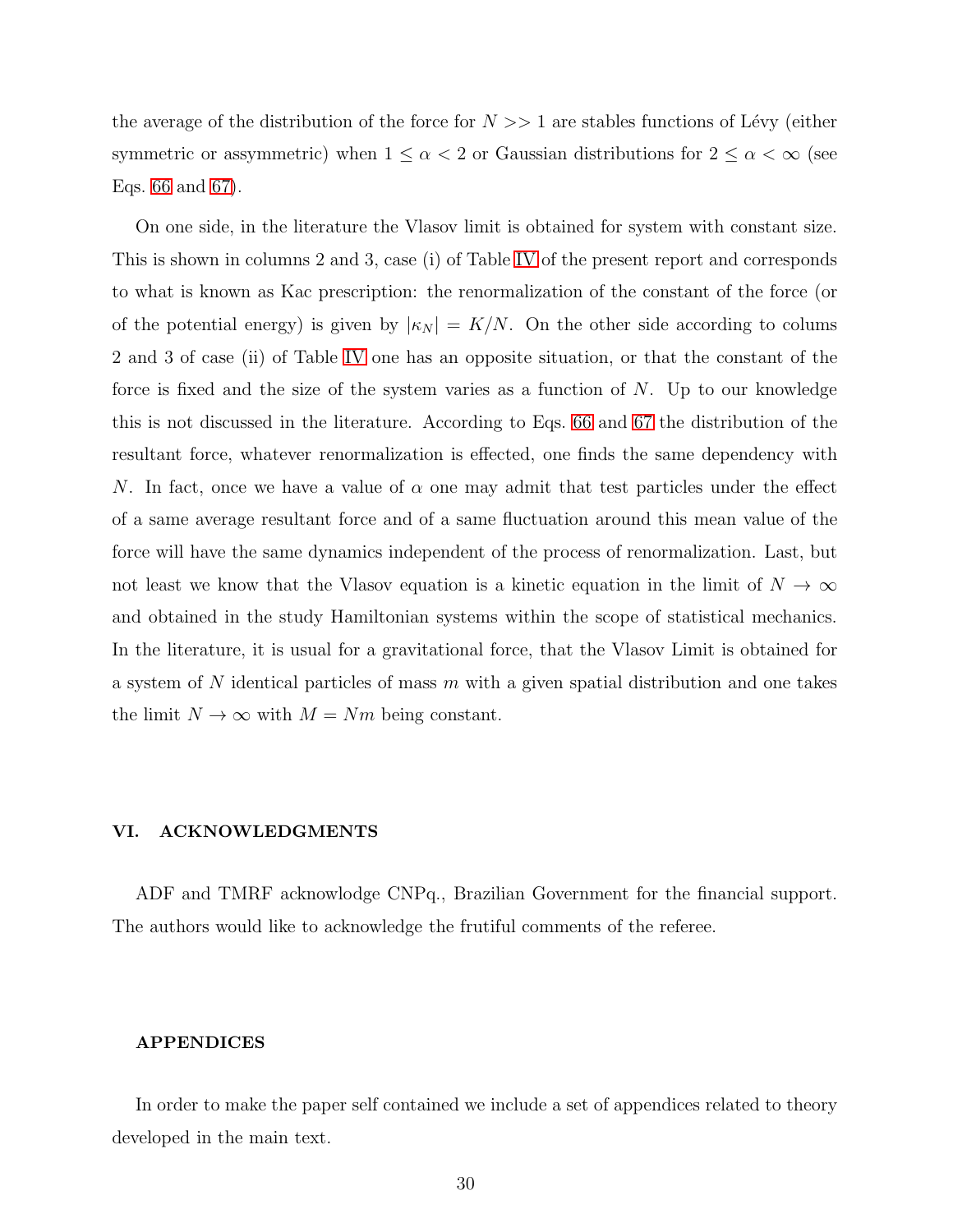the average of the distribution of the force for $N >> 1$ are stables functions of Lévy (either symmetric or assymmetric) when $1 \leq \alpha < 2$ or Gaussian distributions for $2 \leq \alpha < \infty$ (see Eqs. 66 and 67).

On one side, in the literature the Vlasov limit is obtained for system with constant size. This is shown in columns 2 and 3, case (i) of Table IV of the present report and corresponds to what is known as Kac prescription: the renormalization of the constant of the force (or of the potential energy) is given by $|\kappa_N| = K/N$. On the other side according to colums 2 and 3 of case (ii) of Table IV one has an opposite situation, or that the constant of the force is fixed and the size of the system varies as a function of $N$. Up to our knowledge this is not discussed in the literature. According to Eqs. 66 and 67 the distribution of the resultant force, whatever renormalization is effected, one finds the same dependency with $N$. In fact, once we have a value of $\alpha$ one may admit that test particles under the effect of a same average resultant force and of a same fluctuation around this mean value of the force will have the same dynamics independent of the process of renormalization. Last, but not least we know that the Vlasov equation is a kinetic equation in the limit of $N \to \infty$ and obtained in the study Hamiltonian systems within the scope of statistical mechanics. In the literature, it is usual for a gravitational force, that the Vlasov Limit is obtained for a system of $N$ identical particles of mass $m$ with a given spatial distribution and one takes the limit $N \to \infty$ with $M = Nm$ being constant.

## VI. ACKNOWLEDGMENTS

ADF and TMRF acknowlodge CNPq., Brazilian Government for the financial support. The authors would like to acknowledge the frutiful comments of the referee.

## APPENDICES

In order to make the paper self contained we include a set of appendices related to theory developed in the main text.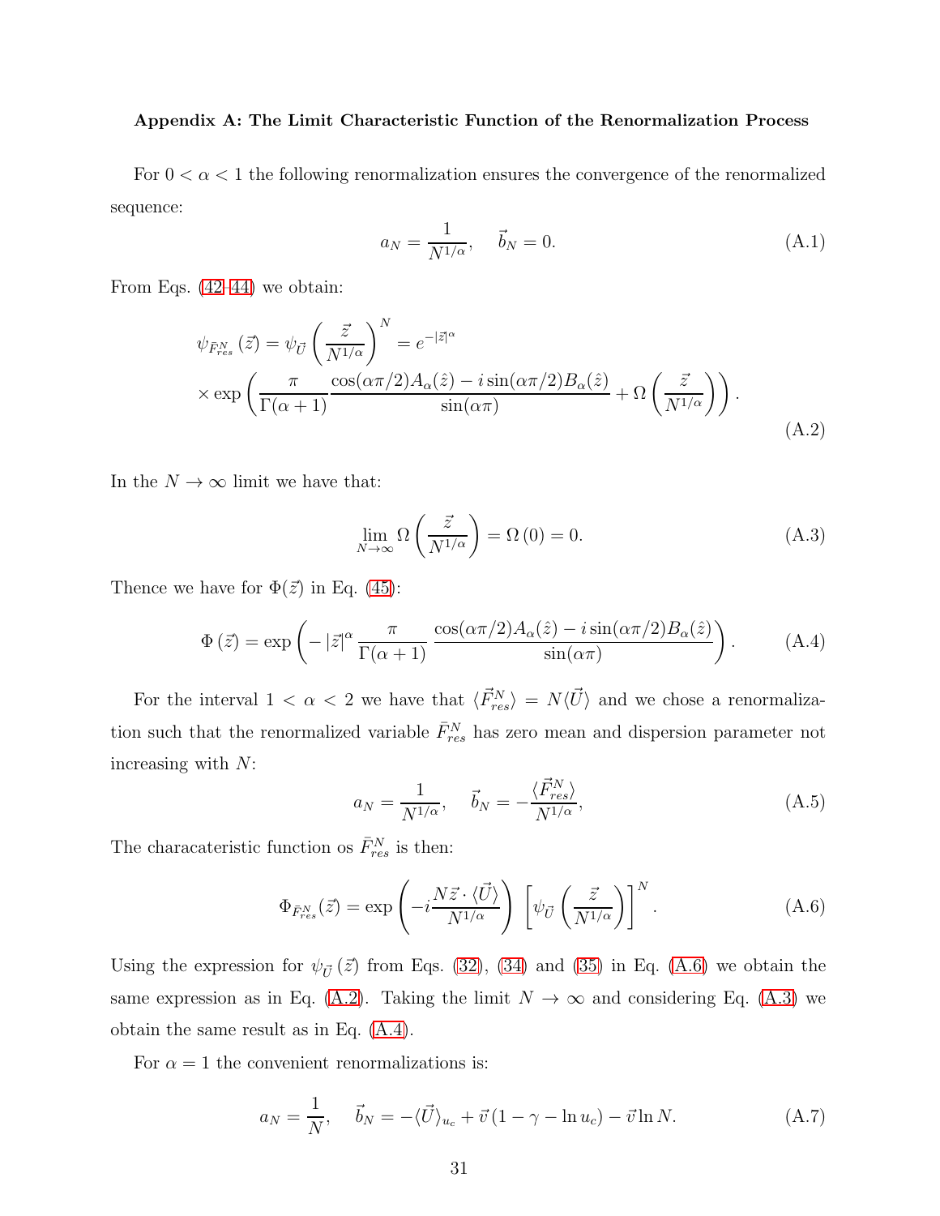**Appendix A: The Limit Characteristic Function of the Renormalization Process**

For $0 < \alpha < 1$ the following renormalization ensures the convergence of the renormalized sequence:

$$a_N = \frac{1}{N^{1/\alpha}}, \quad \vec{b}_N = 0. \tag{A.1}$$

From Eqs. (42-44) we obtain:

$$\begin{aligned}\psi_{\bar{F}^N_{res}}(\vec{z}) &= \psi_{\vec{U}}\left(\frac{\vec{z}}{N^{1/\alpha}}\right)^N = e^{-|\vec{z}|^\alpha} \\ &\times \exp\left(\frac{\pi}{\Gamma(\alpha+1)}\frac{\cos(\alpha\pi/2)A_\alpha(\hat{z}) - i\sin(\alpha\pi/2)B_\alpha(\hat{z})}{\sin(\alpha\pi)} + \Omega\left(\frac{\vec{z}}{N^{1/\alpha}}\right)\right).\end{aligned} \tag{A.2}$$

In the $N \to \infty$ limit we have that:

$$\lim_{N\to\infty} \Omega\left(\frac{\vec{z}}{N^{1/\alpha}}\right) = \Omega(0) = 0. \tag{A.3}$$

Thence we have for $\Phi(\vec{z})$ in Eq. (45):

$$\Phi(\vec{z}) = \exp\left(-|\vec{z}|^\alpha \frac{\pi}{\Gamma(\alpha+1)}\frac{\cos(\alpha\pi/2)A_\alpha(\hat{z}) - i\sin(\alpha\pi/2)B_\alpha(\hat{z})}{\sin(\alpha\pi)}\right). \tag{A.4}$$

For the interval $1 < \alpha < 2$ we have that $\langle \vec{F}^N_{res}\rangle = N\langle\vec{U}\rangle$ and we chose a renormalization such that the renormalized variable $\bar{F}^N_{res}$ has zero mean and dispersion parameter not increasing with $N$:

$$a_N = \frac{1}{N^{1/\alpha}}, \quad \vec{b}_N = -\frac{\langle\vec{F}^N_{res}\rangle}{N^{1/\alpha}}, \tag{A.5}$$

The characateristic function os $\bar{F}^N_{res}$ is then:

$$\Phi_{\bar{F}^N_{res}}(\vec{z}) = \exp\left(-i\frac{N\vec{z}\cdot\langle\vec{U}\rangle}{N^{1/\alpha}}\right)\left[\psi_{\vec{U}}\left(\frac{\vec{z}}{N^{1/\alpha}}\right)\right]^N. \tag{A.6}$$

Using the expression for $\psi_{\vec{U}}(\vec{z})$ from Eqs. (32), (34) and (35) in Eq. (A.6) we obtain the same expression as in Eq. (A.2). Taking the limit $N \to \infty$ and considering Eq. (A.3) we obtain the same result as in Eq. (A.4).

For $\alpha = 1$ the convenient renormalizations is:

$$a_N = \frac{1}{N}, \quad \vec{b}_N = -\langle\vec{U}\rangle_{u_c} + \vec{v}(1 - \gamma - \ln u_c) - \vec{v}\ln N. \tag{A.7}$$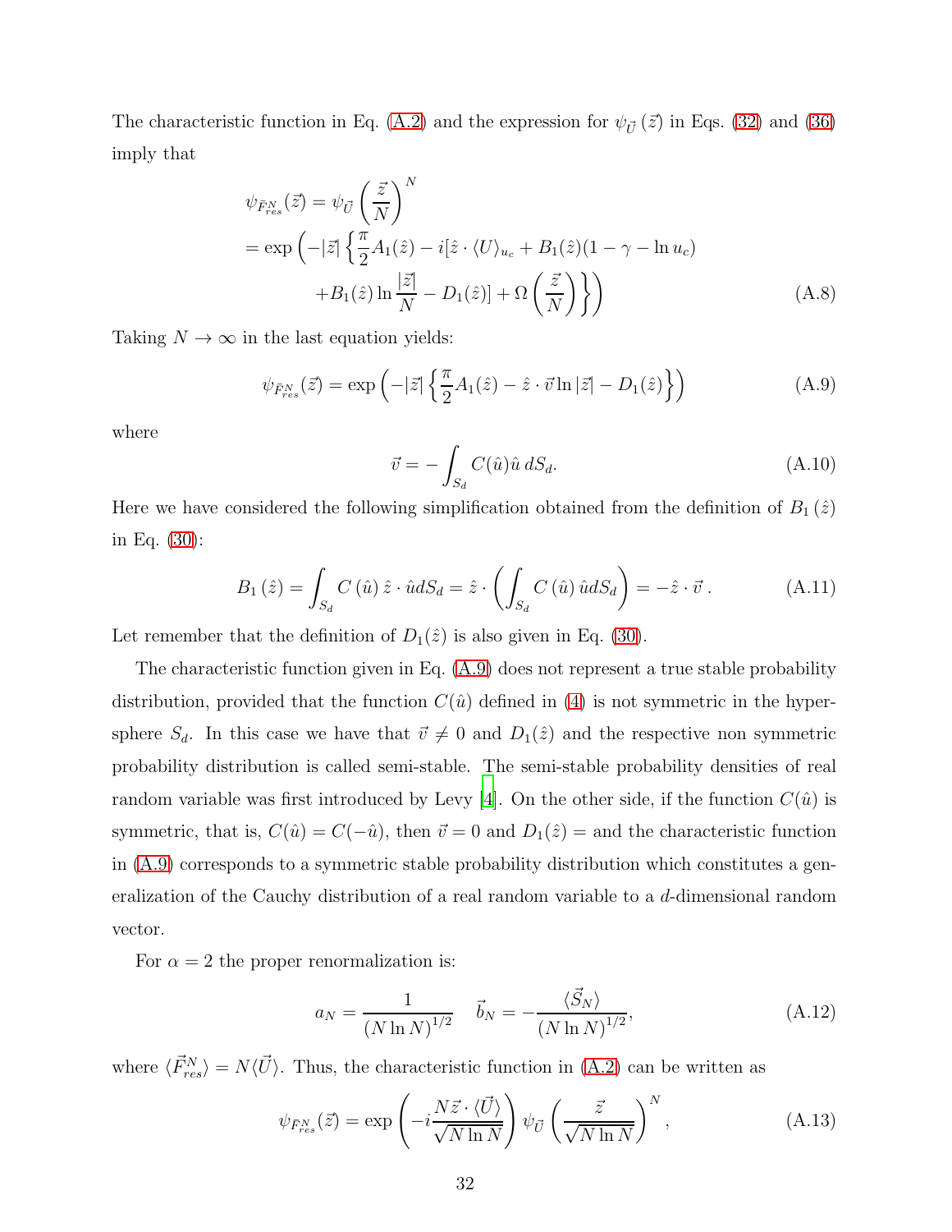The characteristic function in Eq. (A.2) and the expression for $\psi_{\vec{U}}\left(\vec{z}\right)$ in Eqs. (32) and (36) imply that

$$
\begin{aligned}
\psi_{\bar{F}^N_{res}}(\vec{z}) &= \psi_{\vec{U}}\left(\frac{\vec{z}}{N}\right)^N \\
&= \exp\left(-|\vec{z}|\left\{\frac{\pi}{2}A_1(\hat{z}) - i[\hat{z}\cdot\langle U\rangle_{u_c} + B_1(\hat{z})(1-\gamma-\ln u_c) \right.\right. \\
&\qquad \left.\left. + B_1(\hat{z})\ln\frac{|\vec{z}|}{N} - D_1(\hat{z})] + \Omega\left(\frac{\vec{z}}{N}\right)\right\}\right) \qquad \text{(A.8)}
\end{aligned}
$$

Taking $N\to\infty$ in the last equation yields:

$$
\psi_{\bar{F}^N_{res}}(\vec{z}) = \exp\left(-|\vec{z}|\left\{\frac{\pi}{2}A_1(\hat{z}) - \hat{z}\cdot\vec{v}\ln|\vec{z}| - D_1(\hat{z})\right\}\right) \tag{A.9}
$$

where

$$
\vec{v} = -\int_{S_d} C(\hat{u})\hat{u}\, dS_d. \tag{A.10}
$$

Here we have considered the following simplification obtained from the definition of $B_1\left(\hat{z}\right)$ in Eq. (30):

$$
B_1\left(\hat{z}\right) = \int_{S_d} C\left(\hat{u}\right)\hat{z}\cdot\hat{u}dS_d = \hat{z}\cdot\left(\int_{S_d} C\left(\hat{u}\right)\hat{u}dS_d\right) = -\hat{z}\cdot\vec{v}\,. \tag{A.11}
$$

Let remember that the definition of $D_1(\hat{z})$ is also given in Eq. (30).

The characteristic function given in Eq. (A.9) does not represent a true stable probability distribution, provided that the function $C(\hat{u})$ defined in (4) is not symmetric in the hypersphere $S_d$. In this case we have that $\vec{v}\neq 0$ and $D_1(\hat{z})$ and the respective non symmetric probability distribution is called semi-stable. The semi-stable probability densities of real random variable was first introduced by Levy [4]. On the other side, if the function $C(\hat{u})$ is symmetric, that is, $C(\hat{u}) = C(-\hat{u})$, then $\vec{v} = 0$ and $D_1(\hat{z}) =$ and the characteristic function in (A.9) corresponds to a symmetric stable probability distribution which constitutes a generalization of the Cauchy distribution of a real random variable to a $d$-dimensional random vector.

For $\alpha = 2$ the proper renormalization is:

$$
a_N = \frac{1}{\left(N\ln N\right)^{1/2}} \quad \vec{b}_N = -\frac{\langle\vec{S}_N\rangle}{\left(N\ln N\right)^{1/2}}, \tag{A.12}
$$

where $\langle\vec{F}^N_{res}\rangle = N\langle\vec{U}\rangle$. Thus, the characteristic function in (A.2) can be written as

$$
\psi_{\bar{F}^N_{res}}(\vec{z}) = \exp\left(-i\frac{N\vec{z}\cdot\langle\vec{U}\rangle}{\sqrt{N\ln N}}\right)\psi_{\vec{U}}\left(\frac{\vec{z}}{\sqrt{N\ln N}}\right)^N, \tag{A.13}
$$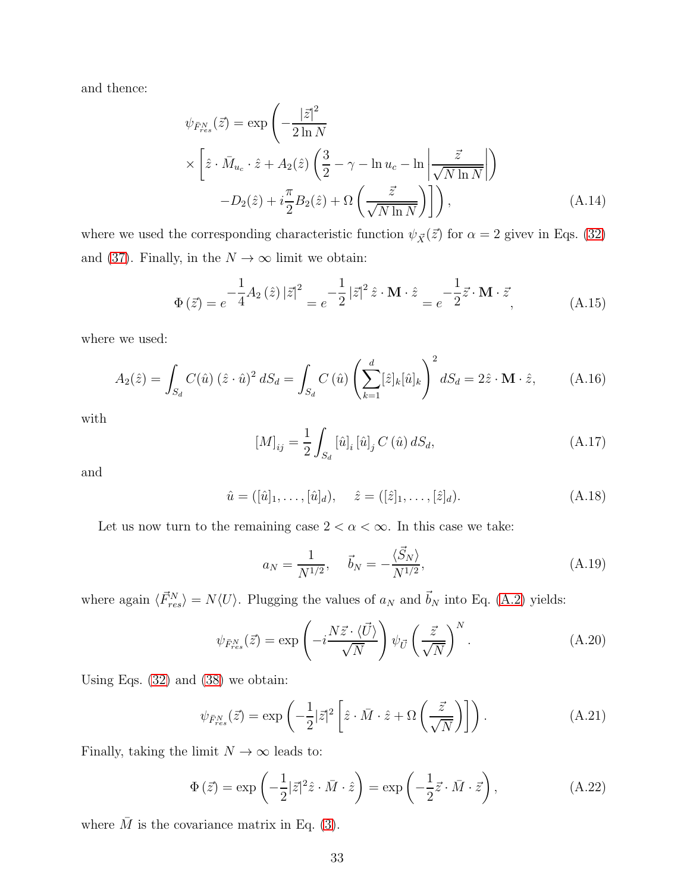and thence:

$$
\psi_{\bar{F}^N_{res}}(\vec{z}) = \exp\left( -\frac{|\vec{z}|^2}{2\ln N} \times \left[ \hat{z}\cdot \bar{M}_{u_c}\cdot\hat{z} + A_2(\hat{z})\left(\frac{3}{2} - \gamma - \ln u_c - \ln\left|\frac{\vec{z}}{\sqrt{N\ln N}}\right|\right) - D_2(\hat{z}) + i\frac{\pi}{2}B_2(\hat{z}) + \Omega\left(\frac{\vec{z}}{\sqrt{N\ln N}}\right)\right]\right), \tag{A.14}
$$

where we used the corresponding characteristic function $\psi_{\vec{X}}(\vec{z})$ for $\alpha = 2$ givev in Eqs. (32) and (37). Finally, in the $N \to \infty$ limit we obtain:

$$
\Phi\left(\vec{z}\right) = e^{-\frac{1}{4}A_2\left(\hat{z}\right)|\vec{z}|^2} = e^{-\frac{1}{2}|\vec{z}|^2\,\hat{z}\cdot\mathbf{M}\cdot\hat{z}} = e^{-\frac{1}{2}\vec{z}\cdot\mathbf{M}\cdot\vec{z}}, \tag{A.15}
$$

where we used:

$$
A_2(\hat{z}) = \int_{S_d} C(\hat{u})\,(\hat{z}\cdot\hat{u})^2\,dS_d = \int_{S_d} C\left(\hat{u}\right)\left(\sum_{k=1}^{d}[\hat{z}]_k[\hat{u}]_k\right)^2 dS_d = 2\hat{z}\cdot\mathbf{M}\cdot\hat{z}, \tag{A.16}
$$

with

$$
[M]_{ij} = \frac{1}{2}\int_{S_d}[\hat{u}]_i\,[\hat{u}]_j\,C\left(\hat{u}\right)dS_d, \tag{A.17}
$$

and

$$
\hat{u} = ([\hat{u}]_1,\ldots,[\hat{u}]_d), \quad \hat{z} = ([\hat{z}]_1,\ldots,[\hat{z}]_d). \tag{A.18}
$$

Let us now turn to the remaining case $2 < \alpha < \infty$. In this case we take:

$$
a_N = \frac{1}{N^{1/2}}, \quad \vec{b}_N = -\frac{\langle\vec{S}_N\rangle}{N^{1/2}}, \tag{A.19}
$$

where again $\langle\vec{F}^N_{res}\rangle = N\langle U\rangle$. Plugging the values of $a_N$ and $\vec{b}_N$ into Eq. (A.2) yields:

$$
\psi_{\bar{F}^N_{res}}(\vec{z}) = \exp\left(-i\frac{N\vec{z}\cdot\langle\vec{U}\rangle}{\sqrt{N}}\right)\psi_{\vec{U}}\left(\frac{\vec{z}}{\sqrt{N}}\right)^N. \tag{A.20}
$$

Using Eqs. (32) and (38) we obtain:

$$
\psi_{\bar{F}^N_{res}}(\vec{z}) = \exp\left(-\frac{1}{2}|\vec{z}|^2\left[\hat{z}\cdot\bar{M}\cdot\hat{z} + \Omega\left(\frac{\vec{z}}{\sqrt{N}}\right)\right]\right). \tag{A.21}
$$

Finally, taking the limit $N \to \infty$ leads to:

$$
\Phi\left(\vec{z}\right) = \exp\left(-\frac{1}{2}|\vec{z}|^2\hat{z}\cdot\bar{M}\cdot\hat{z}\right) = \exp\left(-\frac{1}{2}\vec{z}\cdot\bar{M}\cdot\vec{z}\right), \tag{A.22}
$$

where $\bar{M}$ is the covariance matrix in Eq. (3).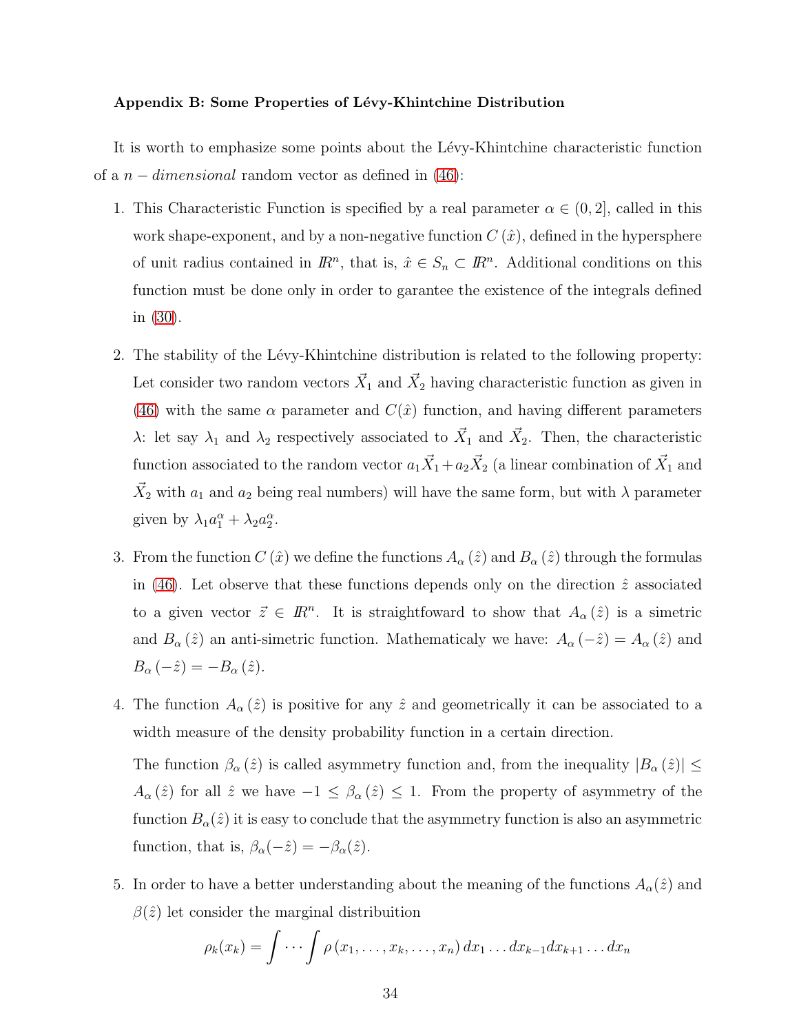**Appendix B: Some Properties of Lévy-Khintchine Distribution**

It is worth to emphasize some points about the Lévy-Khintchine characteristic function of a $n - dimensional$ random vector as defined in (46):

1. This Characteristic Function is specified by a real parameter $\alpha \in (0, 2]$, called in this work shape-exponent, and by a non-negative function $C(\hat{x})$, defined in the hypersphere of unit radius contained in $I\!R^n$, that is, $\hat{x} \in S_n \subset I\!R^n$. Additional conditions on this function must be done only in order to garantee the existence of the integrals defined in (30).

2. The stability of the Lévy-Khintchine distribution is related to the following property: Let consider two random vectors $\vec{X}_1$ and $\vec{X}_2$ having characteristic function as given in (46) with the same $\alpha$ parameter and $C(\hat{x})$ function, and having different parameters $\lambda$: let say $\lambda_1$ and $\lambda_2$ respectively associated to $\vec{X}_1$ and $\vec{X}_2$. Then, the characteristic function associated to the random vector $a_1\vec{X}_1 + a_2\vec{X}_2$ (a linear combination of $\vec{X}_1$ and $\vec{X}_2$ with $a_1$ and $a_2$ being real numbers) will have the same form, but with $\lambda$ parameter given by $\lambda_1 a_1^{\alpha} + \lambda_2 a_2^{\alpha}$.

3. From the function $C(\hat{x})$ we define the functions $A_{\alpha}(\hat{z})$ and $B_{\alpha}(\hat{z})$ through the formulas in (46). Let observe that these functions depends only on the direction $\hat{z}$ associated to a given vector $\vec{z} \in I\!R^n$. It is straightfoward to show that $A_{\alpha}(\hat{z})$ is a simetric and $B_{\alpha}(\hat{z})$ an anti-simetric function. Mathematicaly we have: $A_{\alpha}(-\hat{z}) = A_{\alpha}(\hat{z})$ and $B_{\alpha}(-\hat{z}) = -B_{\alpha}(\hat{z})$.

4. The function $A_{\alpha}(\hat{z})$ is positive for any $\hat{z}$ and geometrically it can be associated to a width measure of the density probability function in a certain direction.

   The function $\beta_{\alpha}(\hat{z})$ is called asymmetry function and, from the inequality $|B_{\alpha}(\hat{z})| \leq A_{\alpha}(\hat{z})$ for all $\hat{z}$ we have $-1 \leq \beta_{\alpha}(\hat{z}) \leq 1$. From the property of asymmetry of the function $B_{\alpha}(\hat{z})$ it is easy to conclude that the asymmetry function is also an asymmetric function, that is, $\beta_{\alpha}(-\hat{z}) = -\beta_{\alpha}(\hat{z})$.

5. In order to have a better understanding about the meaning of the functions $A_{\alpha}(\hat{z})$ and $\beta(\hat{z})$ let consider the marginal distribuition

$$
\rho_k(x_k) = \int \cdots \int \rho(x_1, \ldots, x_k, \ldots, x_n)\, dx_1 \ldots dx_{k-1} dx_{k+1} \ldots dx_n
$$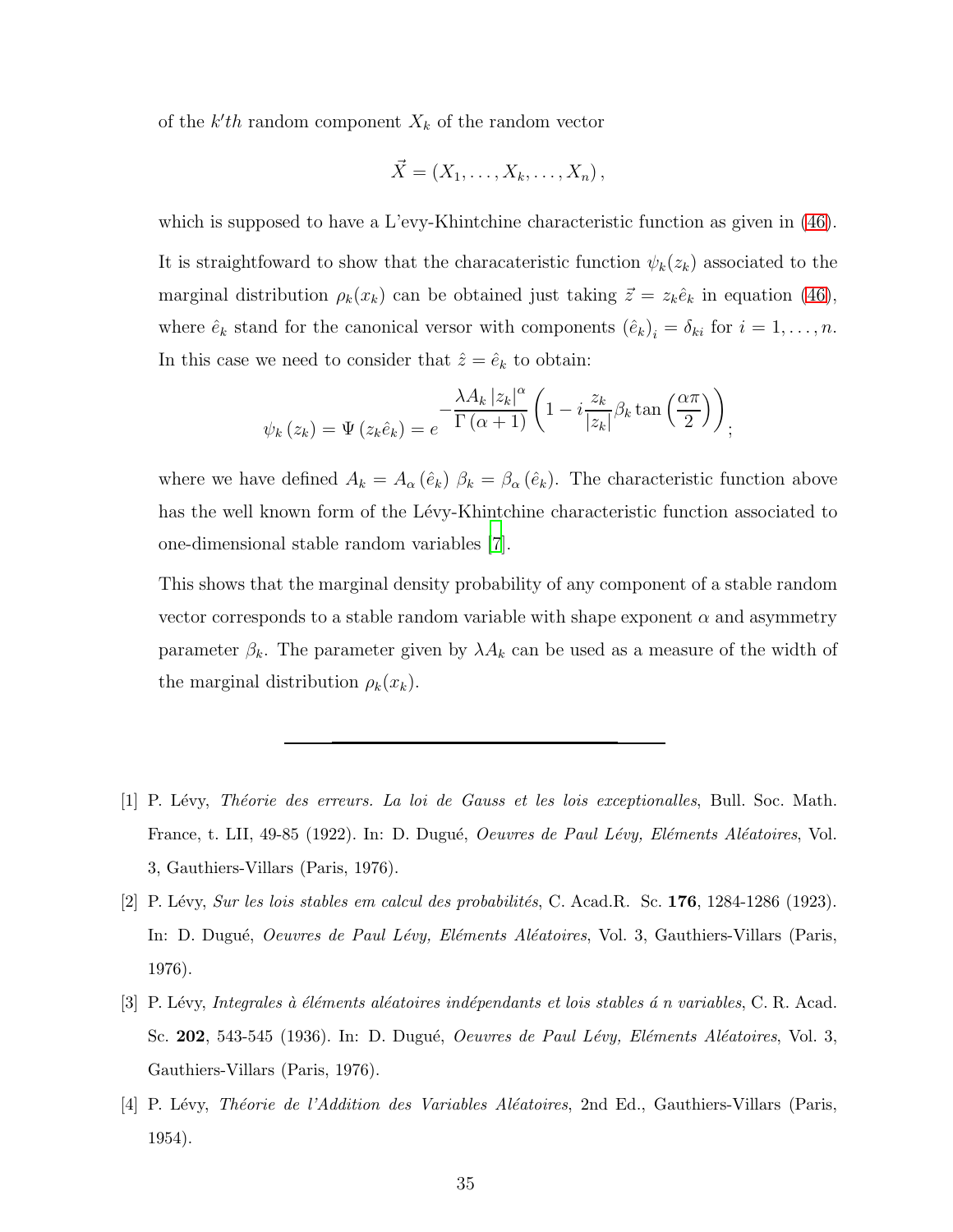of the $k'th$ random component $X_k$ of the random vector

$$\vec{X} = (X_1, \ldots, X_k, \ldots, X_n),$$

which is supposed to have a L'evy-Khintchine characteristic function as given in (46). It is straightfoward to show that the characateristic function $\psi_k(z_k)$ associated to the marginal distribution $\rho_k(x_k)$ can be obtained just taking $\vec{z} = z_k\hat{e}_k$ in equation (46), where $\hat{e}_k$ stand for the canonical versor with components $(\hat{e}_k)_i = \delta_{ki}$ for $i = 1, \ldots, n$. In this case we need to consider that $\hat{z} = \hat{e}_k$ to obtain:

$$\psi_k(z_k) = \Psi(z_k\hat{e}_k) = e^{-\dfrac{\lambda A_k |z_k|^\alpha}{\Gamma(\alpha+1)}\left(1 - i\dfrac{z_k}{|z_k|}\beta_k \tan\left(\dfrac{\alpha\pi}{2}\right)\right)};$$

where we have defined $A_k = A_\alpha(\hat{e}_k)$ $\beta_k = \beta_\alpha(\hat{e}_k)$. The characteristic function above has the well known form of the Lévy-Khintchine characteristic function associated to one-dimensional stable random variables [7].

This shows that the marginal density probability of any component of a stable random vector corresponds to a stable random variable with shape exponent $\alpha$ and asymmetry parameter $\beta_k$. The parameter given by $\lambda A_k$ can be used as a measure of the width of the marginal distribution $\rho_k(x_k)$.

---

[1] P. Lévy, *Théorie des erreurs. La loi de Gauss et les lois exceptionalles*, Bull. Soc. Math. France, t. LII, 49-85 (1922). In: D. Dugué, *Oeuvres de Paul Lévy, Eléments Aléatoires*, Vol. 3, Gauthiers-Villars (Paris, 1976).

[2] P. Lévy, *Sur les lois stables em calcul des probabilités*, C. Acad.R. Sc. **176**, 1284-1286 (1923). In: D. Dugué, *Oeuvres de Paul Lévy, Eléments Aléatoires*, Vol. 3, Gauthiers-Villars (Paris, 1976).

[3] P. Lévy, *Integrales à éléments aléatoires indépendants et lois stables á n variables*, C. R. Acad. Sc. **202**, 543-545 (1936). In: D. Dugué, *Oeuvres de Paul Lévy, Eléments Aléatoires*, Vol. 3, Gauthiers-Villars (Paris, 1976).

[4] P. Lévy, *Théorie de l'Addition des Variables Aléatoires*, 2nd Ed., Gauthiers-Villars (Paris, 1954).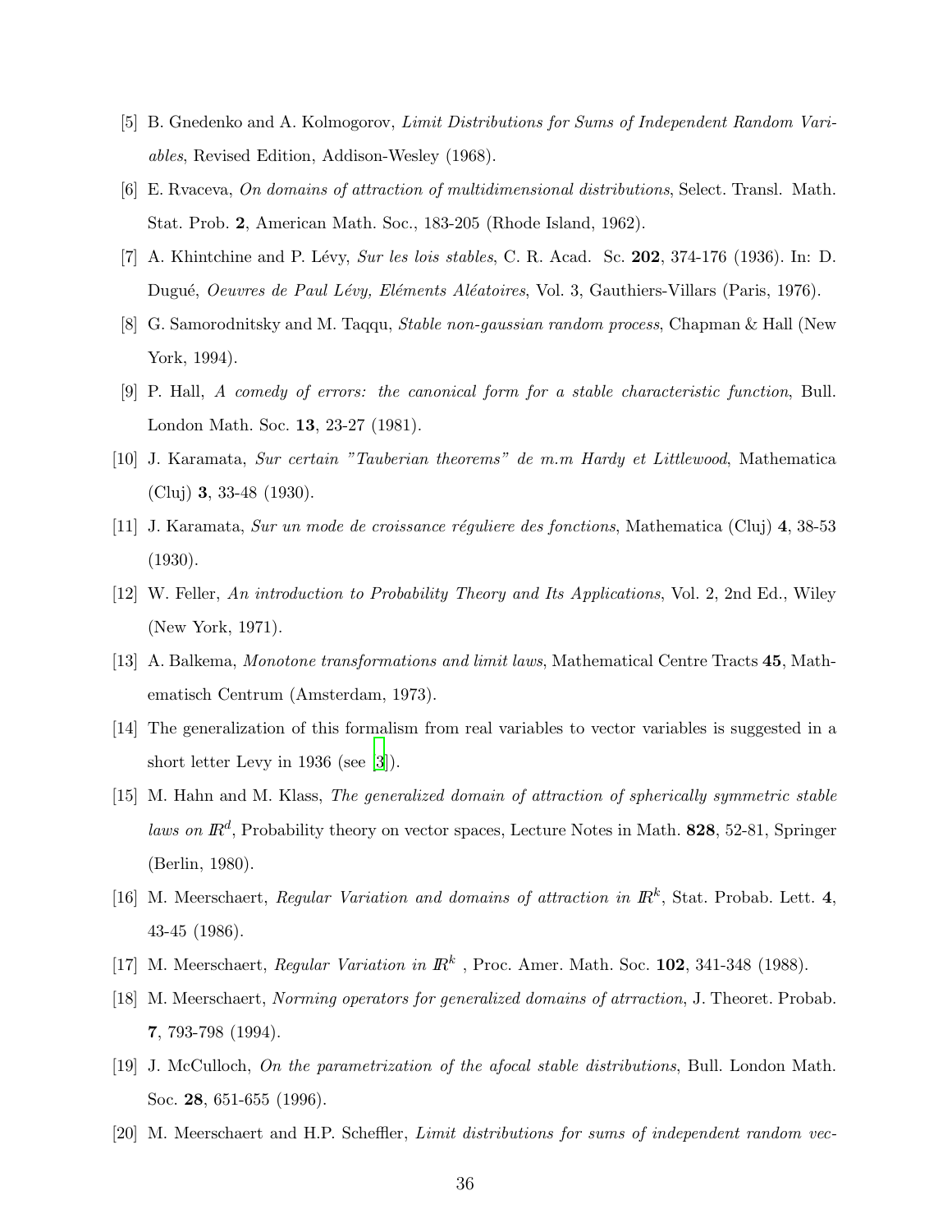[5] B. Gnedenko and A. Kolmogorov, *Limit Distributions for Sums of Independent Random Variables*, Revised Edition, Addison-Wesley (1968).

[6] E. Rvaceva, *On domains of attraction of multidimensional distributions*, Select. Transl. Math. Stat. Prob. **2**, American Math. Soc., 183-205 (Rhode Island, 1962).

[7] A. Khintchine and P. Lévy, *Sur les lois stables*, C. R. Acad. Sc. **202**, 374-176 (1936). In: D. Dugué, *Oeuvres de Paul Lévy, Eléments Aléatoires*, Vol. 3, Gauthiers-Villars (Paris, 1976).

[8] G. Samorodnitsky and M. Taqqu, *Stable non-gaussian random process*, Chapman & Hall (New York, 1994).

[9] P. Hall, *A comedy of errors: the canonical form for a stable characteristic function*, Bull. London Math. Soc. **13**, 23-27 (1981).

[10] J. Karamata, *Sur certain "Tauberian theorems" de m.m Hardy et Littlewood*, Mathematica (Cluj) **3**, 33-48 (1930).

[11] J. Karamata, *Sur un mode de croissance réguliere des fonctions*, Mathematica (Cluj) **4**, 38-53 (1930).

[12] W. Feller, *An introduction to Probability Theory and Its Applications*, Vol. 2, 2nd Ed., Wiley (New York, 1971).

[13] A. Balkema, *Monotone transformations and limit laws*, Mathematical Centre Tracts **45**, Mathematisch Centrum (Amsterdam, 1973).

[14] The generalization of this formalism from real variables to vector variables is suggested in a short letter Levy in 1936 (see [3]).

[15] M. Hahn and M. Klass, *The generalized domain of attraction of spherically symmetric stable laws on $I\!R^d$*, Probability theory on vector spaces, Lecture Notes in Math. **828**, 52-81, Springer (Berlin, 1980).

[16] M. Meerschaert, *Regular Variation and domains of attraction in $I\!R^k$*, Stat. Probab. Lett. **4**, 43-45 (1986).

[17] M. Meerschaert, *Regular Variation in $I\!R^k$* , Proc. Amer. Math. Soc. **102**, 341-348 (1988).

[18] M. Meerschaert, *Norming operators for generalized domains of atrraction*, J. Theoret. Probab. **7**, 793-798 (1994).

[19] J. McCulloch, *On the parametrization of the afocal stable distributions*, Bull. London Math. Soc. **28**, 651-655 (1996).

[20] M. Meerschaert and H.P. Scheffler, *Limit distributions for sums of independent random vec-*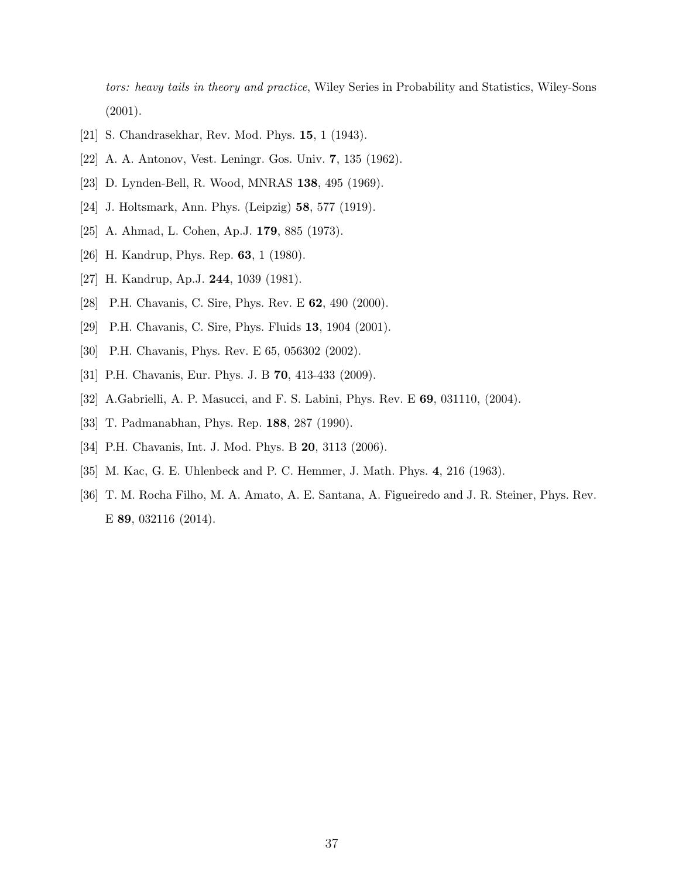*tors: heavy tails in theory and practice*, Wiley Series in Probability and Statistics, Wiley-Sons (2001).

[21] S. Chandrasekhar, Rev. Mod. Phys. **15**, 1 (1943).

[22] A. A. Antonov, Vest. Leningr. Gos. Univ. **7**, 135 (1962).

[23] D. Lynden-Bell, R. Wood, MNRAS **138**, 495 (1969).

[24] J. Holtsmark, Ann. Phys. (Leipzig) **58**, 577 (1919).

[25] A. Ahmad, L. Cohen, Ap.J. **179**, 885 (1973).

[26] H. Kandrup, Phys. Rep. **63**, 1 (1980).

[27] H. Kandrup, Ap.J. **244**, 1039 (1981).

[28] P.H. Chavanis, C. Sire, Phys. Rev. E **62**, 490 (2000).

[29] P.H. Chavanis, C. Sire, Phys. Fluids **13**, 1904 (2001).

[30] P.H. Chavanis, Phys. Rev. E 65, 056302 (2002).

[31] P.H. Chavanis, Eur. Phys. J. B **70**, 413-433 (2009).

[32] A.Gabrielli, A. P. Masucci, and F. S. Labini, Phys. Rev. E **69**, 031110, (2004).

[33] T. Padmanabhan, Phys. Rep. **188**, 287 (1990).

[34] P.H. Chavanis, Int. J. Mod. Phys. B **20**, 3113 (2006).

[35] M. Kac, G. E. Uhlenbeck and P. C. Hemmer, J. Math. Phys. **4**, 216 (1963).

[36] T. M. Rocha Filho, M. A. Amato, A. E. Santana, A. Figueiredo and J. R. Steiner, Phys. Rev. E **89**, 032116 (2014).